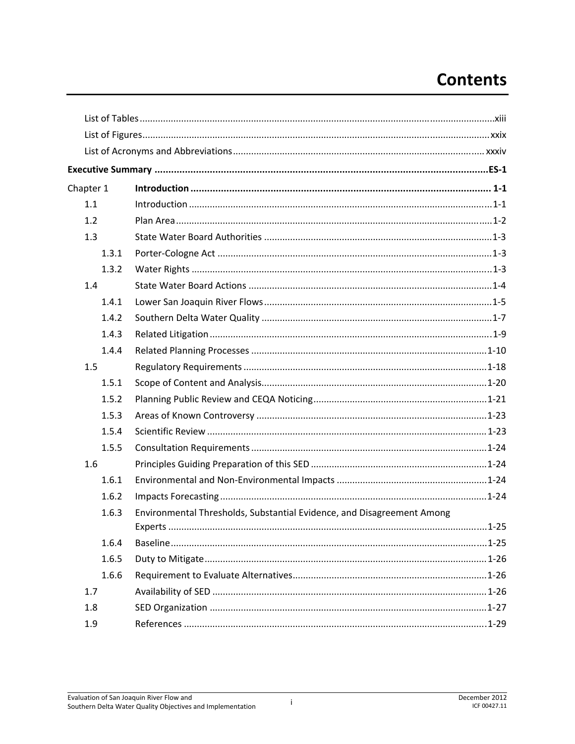# Contents

List of Tables .......... xiii

List of Figures .......... xxix

List of Acronyms and Abbreviations .......... xxxiv

**Executive Summary .......... ES-1**

| | | |
|---|---|---|
| Chapter 1 | **Introduction** | **1-1** |
| 1.1 | Introduction | 1-1 |
| 1.2 | Plan Area | 1-2 |
| 1.3 | State Water Board Authorities | 1-3 |
| 1.3.1 | Porter-Cologne Act | 1-3 |
| 1.3.2 | Water Rights | 1-3 |
| 1.4 | State Water Board Actions | 1-4 |
| 1.4.1 | Lower San Joaquin River Flows | 1-5 |
| 1.4.2 | Southern Delta Water Quality | 1-7 |
| 1.4.3 | Related Litigation | 1-9 |
| 1.4.4 | Related Planning Processes | 1-10 |
| 1.5 | Regulatory Requirements | 1-18 |
| 1.5.1 | Scope of Content and Analysis | 1-20 |
| 1.5.2 | Planning Public Review and CEQA Noticing | 1-21 |
| 1.5.3 | Areas of Known Controversy | 1-23 |
| 1.5.4 | Scientific Review | 1-23 |
| 1.5.5 | Consultation Requirements | 1-24 |
| 1.6 | Principles Guiding Preparation of this SED | 1-24 |
| 1.6.1 | Environmental and Non-Environmental Impacts | 1-24 |
| 1.6.2 | Impacts Forecasting | 1-24 |
| 1.6.3 | Environmental Thresholds, Substantial Evidence, and Disagreement Among Experts | 1-25 |
| 1.6.4 | Baseline | 1-25 |
| 1.6.5 | Duty to Mitigate | 1-26 |
| 1.6.6 | Requirement to Evaluate Alternatives | 1-26 |
| 1.7 | Availability of SED | 1-26 |
| 1.8 | SED Organization | 1-27 |
| 1.9 | References | 1-29 |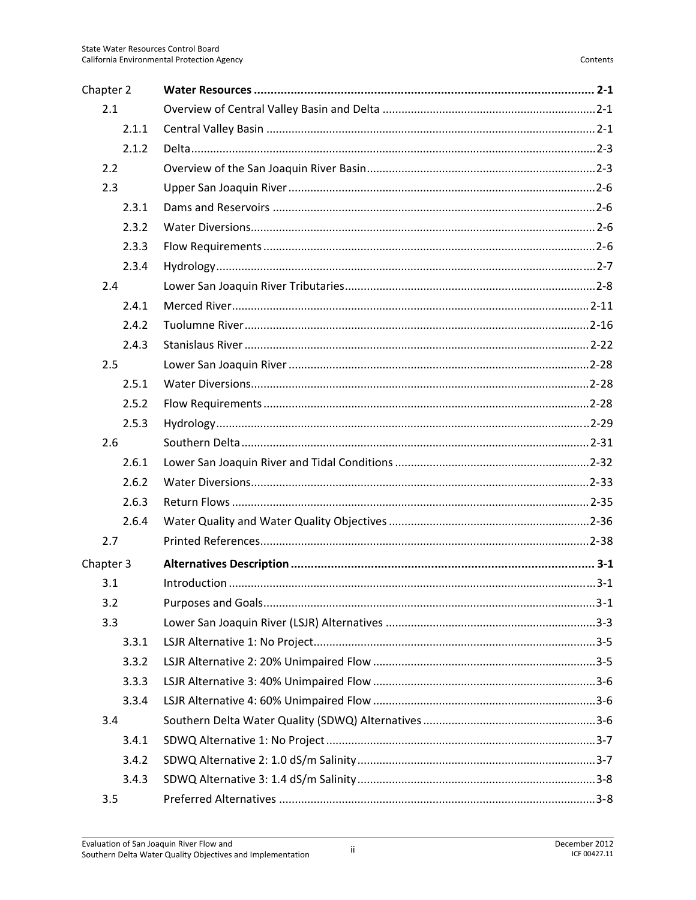| | | |
|---|---|---|
| Chapter 2 | **Water Resources** | **2-1** |
| 2.1 | Overview of Central Valley Basin and Delta | 2-1 |
| 2.1.1 | Central Valley Basin | 2-1 |
| 2.1.2 | Delta | 2-3 |
| 2.2 | Overview of the San Joaquin River Basin | 2-3 |
| 2.3 | Upper San Joaquin River | 2-6 |
| 2.3.1 | Dams and Reservoirs | 2-6 |
| 2.3.2 | Water Diversions | 2-6 |
| 2.3.3 | Flow Requirements | 2-6 |
| 2.3.4 | Hydrology | 2-7 |
| 2.4 | Lower San Joaquin River Tributaries | 2-8 |
| 2.4.1 | Merced River | 2-11 |
| 2.4.2 | Tuolumne River | 2-16 |
| 2.4.3 | Stanislaus River | 2-22 |
| 2.5 | Lower San Joaquin River | 2-28 |
| 2.5.1 | Water Diversions | 2-28 |
| 2.5.2 | Flow Requirements | 2-28 |
| 2.5.3 | Hydrology | 2-29 |
| 2.6 | Southern Delta | 2-31 |
| 2.6.1 | Lower San Joaquin River and Tidal Conditions | 2-32 |
| 2.6.2 | Water Diversions | 2-33 |
| 2.6.3 | Return Flows | 2-35 |
| 2.6.4 | Water Quality and Water Quality Objectives | 2-36 |
| 2.7 | Printed References | 2-38 |
| Chapter 3 | **Alternatives Description** | **3-1** |
| 3.1 | Introduction | 3-1 |
| 3.2 | Purposes and Goals | 3-1 |
| 3.3 | Lower San Joaquin River (LSJR) Alternatives | 3-3 |
| 3.3.1 | LSJR Alternative 1: No Project | 3-5 |
| 3.3.2 | LSJR Alternative 2: 20% Unimpaired Flow | 3-5 |
| 3.3.3 | LSJR Alternative 3: 40% Unimpaired Flow | 3-6 |
| 3.3.4 | LSJR Alternative 4: 60% Unimpaired Flow | 3-6 |
| 3.4 | Southern Delta Water Quality (SDWQ) Alternatives | 3-6 |
| 3.4.1 | SDWQ Alternative 1: No Project | 3-7 |
| 3.4.2 | SDWQ Alternative 2: 1.0 dS/m Salinity | 3-7 |
| 3.4.3 | SDWQ Alternative 3: 1.4 dS/m Salinity | 3-8 |
| 3.5 | Preferred Alternatives | 3-8 |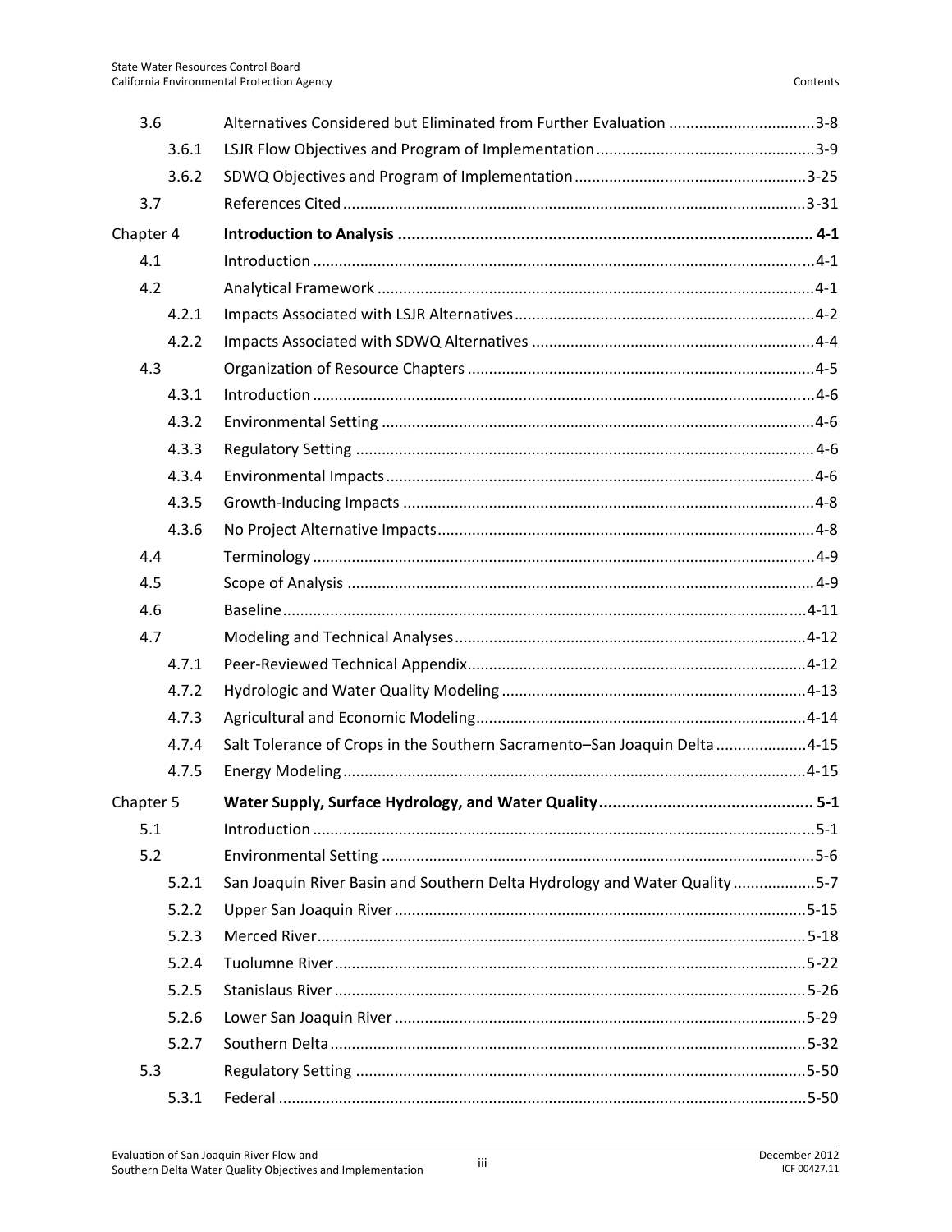| | | |
|---|---|---|
| 3.6 | Alternatives Considered but Eliminated from Further Evaluation | 3-8 |
| 3.6.1 | LSJR Flow Objectives and Program of Implementation | 3-9 |
| 3.6.2 | SDWQ Objectives and Program of Implementation | 3-25 |
| 3.7 | References Cited | 3-31 |
| Chapter 4 | **Introduction to Analysis** | **4-1** |
| 4.1 | Introduction | 4-1 |
| 4.2 | Analytical Framework | 4-1 |
| 4.2.1 | Impacts Associated with LSJR Alternatives | 4-2 |
| 4.2.2 | Impacts Associated with SDWQ Alternatives | 4-4 |
| 4.3 | Organization of Resource Chapters | 4-5 |
| 4.3.1 | Introduction | 4-6 |
| 4.3.2 | Environmental Setting | 4-6 |
| 4.3.3 | Regulatory Setting | 4-6 |
| 4.3.4 | Environmental Impacts | 4-6 |
| 4.3.5 | Growth-Inducing Impacts | 4-8 |
| 4.3.6 | No Project Alternative Impacts | 4-8 |
| 4.4 | Terminology | 4-9 |
| 4.5 | Scope of Analysis | 4-9 |
| 4.6 | Baseline | 4-11 |
| 4.7 | Modeling and Technical Analyses | 4-12 |
| 4.7.1 | Peer-Reviewed Technical Appendix | 4-12 |
| 4.7.2 | Hydrologic and Water Quality Modeling | 4-13 |
| 4.7.3 | Agricultural and Economic Modeling | 4-14 |
| 4.7.4 | Salt Tolerance of Crops in the Southern Sacramento–San Joaquin Delta | 4-15 |
| 4.7.5 | Energy Modeling | 4-15 |
| Chapter 5 | **Water Supply, Surface Hydrology, and Water Quality** | **5-1** |
| 5.1 | Introduction | 5-1 |
| 5.2 | Environmental Setting | 5-6 |
| 5.2.1 | San Joaquin River Basin and Southern Delta Hydrology and Water Quality | 5-7 |
| 5.2.2 | Upper San Joaquin River | 5-15 |
| 5.2.3 | Merced River | 5-18 |
| 5.2.4 | Tuolumne River | 5-22 |
| 5.2.5 | Stanislaus River | 5-26 |
| 5.2.6 | Lower San Joaquin River | 5-29 |
| 5.2.7 | Southern Delta | 5-32 |
| 5.3 | Regulatory Setting | 5-50 |
| 5.3.1 | Federal | 5-50 |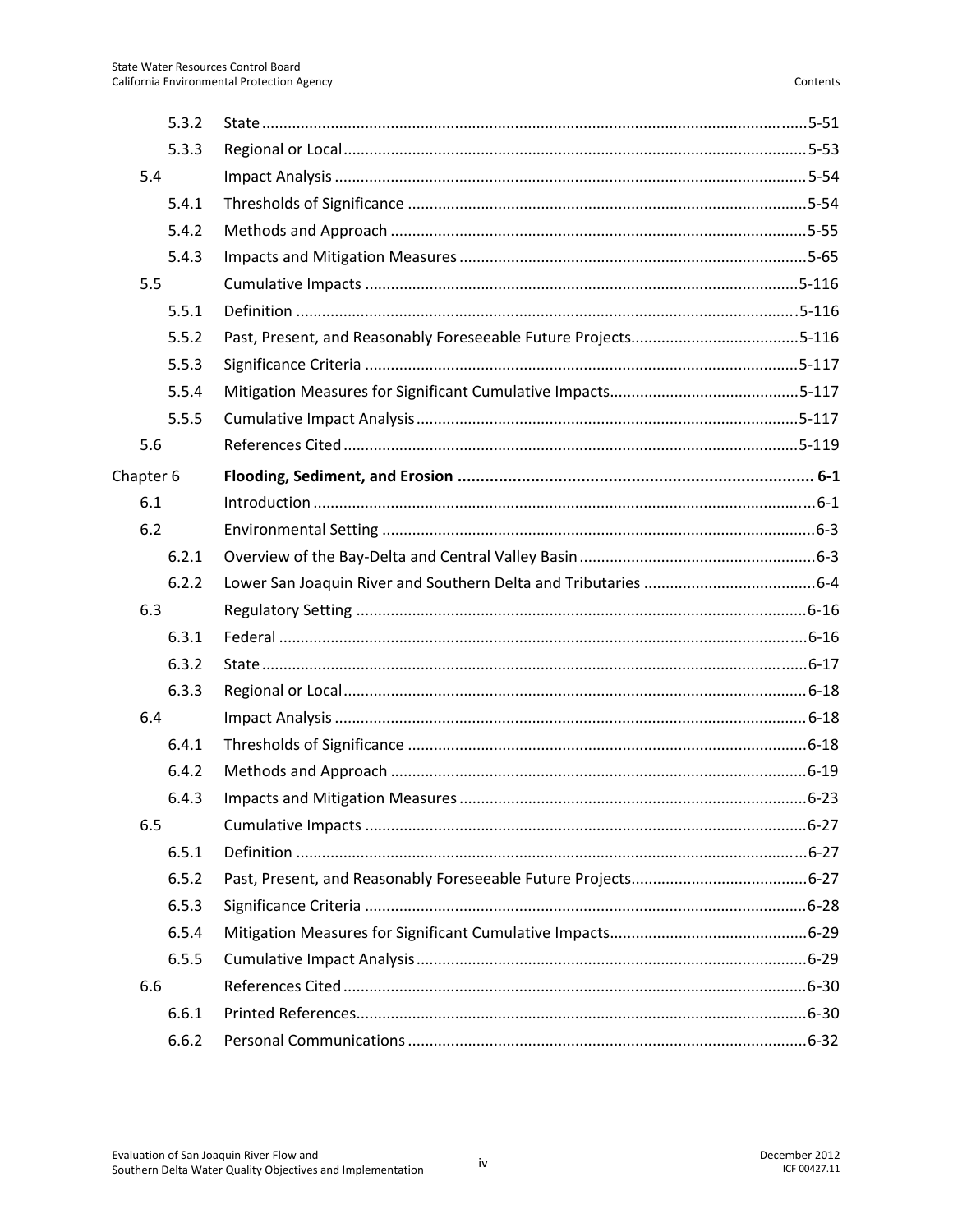| | | |
|---|---|---|
| 5.3.2 | State | 5-51 |
| 5.3.3 | Regional or Local | 5-53 |
| 5.4 | Impact Analysis | 5-54 |
| 5.4.1 | Thresholds of Significance | 5-54 |
| 5.4.2 | Methods and Approach | 5-55 |
| 5.4.3 | Impacts and Mitigation Measures | 5-65 |
| 5.5 | Cumulative Impacts | 5-116 |
| 5.5.1 | Definition | 5-116 |
| 5.5.2 | Past, Present, and Reasonably Foreseeable Future Projects | 5-116 |
| 5.5.3 | Significance Criteria | 5-117 |
| 5.5.4 | Mitigation Measures for Significant Cumulative Impacts | 5-117 |
| 5.5.5 | Cumulative Impact Analysis | 5-117 |
| 5.6 | References Cited | 5-119 |
| **Chapter 6** | **Flooding, Sediment, and Erosion** | **6-1** |
| 6.1 | Introduction | 6-1 |
| 6.2 | Environmental Setting | 6-3 |
| 6.2.1 | Overview of the Bay-Delta and Central Valley Basin | 6-3 |
| 6.2.2 | Lower San Joaquin River and Southern Delta and Tributaries | 6-4 |
| 6.3 | Regulatory Setting | 6-16 |
| 6.3.1 | Federal | 6-16 |
| 6.3.2 | State | 6-17 |
| 6.3.3 | Regional or Local | 6-18 |
| 6.4 | Impact Analysis | 6-18 |
| 6.4.1 | Thresholds of Significance | 6-18 |
| 6.4.2 | Methods and Approach | 6-19 |
| 6.4.3 | Impacts and Mitigation Measures | 6-23 |
| 6.5 | Cumulative Impacts | 6-27 |
| 6.5.1 | Definition | 6-27 |
| 6.5.2 | Past, Present, and Reasonably Foreseeable Future Projects | 6-27 |
| 6.5.3 | Significance Criteria | 6-28 |
| 6.5.4 | Mitigation Measures for Significant Cumulative Impacts | 6-29 |
| 6.5.5 | Cumulative Impact Analysis | 6-29 |
| 6.6 | References Cited | 6-30 |
| 6.6.1 | Printed References | 6-30 |
| 6.6.2 | Personal Communications | 6-32 |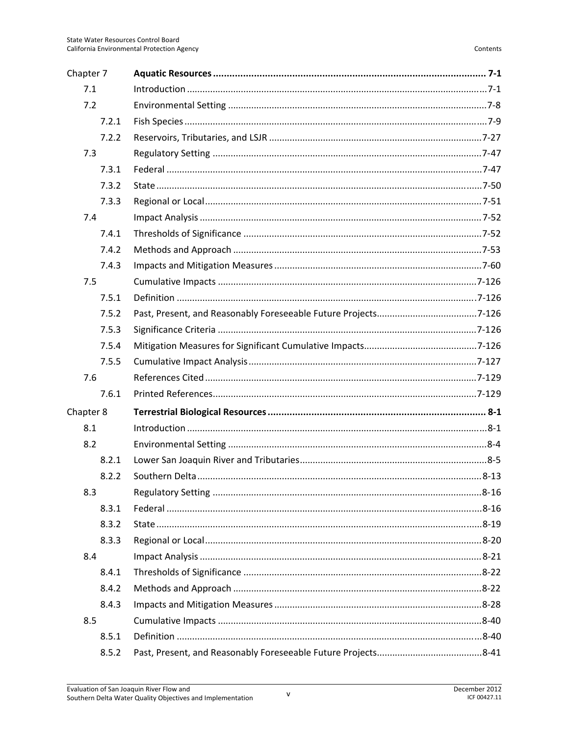| | | |
|---|---|---|
| **Chapter 7** | **Aquatic Resources** | **7-1** |
| 7.1 | Introduction | 7-1 |
| 7.2 | Environmental Setting | 7-8 |
| 7.2.1 | Fish Species | 7-9 |
| 7.2.2 | Reservoirs, Tributaries, and LSJR | 7-27 |
| 7.3 | Regulatory Setting | 7-47 |
| 7.3.1 | Federal | 7-47 |
| 7.3.2 | State | 7-50 |
| 7.3.3 | Regional or Local | 7-51 |
| 7.4 | Impact Analysis | 7-52 |
| 7.4.1 | Thresholds of Significance | 7-52 |
| 7.4.2 | Methods and Approach | 7-53 |
| 7.4.3 | Impacts and Mitigation Measures | 7-60 |
| 7.5 | Cumulative Impacts | 7-126 |
| 7.5.1 | Definition | 7-126 |
| 7.5.2 | Past, Present, and Reasonably Foreseeable Future Projects | 7-126 |
| 7.5.3 | Significance Criteria | 7-126 |
| 7.5.4 | Mitigation Measures for Significant Cumulative Impacts | 7-126 |
| 7.5.5 | Cumulative Impact Analysis | 7-127 |
| 7.6 | References Cited | 7-129 |
| 7.6.1 | Printed References | 7-129 |
| **Chapter 8** | **Terrestrial Biological Resources** | **8-1** |
| 8.1 | Introduction | 8-1 |
| 8.2 | Environmental Setting | 8-4 |
| 8.2.1 | Lower San Joaquin River and Tributaries | 8-5 |
| 8.2.2 | Southern Delta | 8-13 |
| 8.3 | Regulatory Setting | 8-16 |
| 8.3.1 | Federal | 8-16 |
| 8.3.2 | State | 8-19 |
| 8.3.3 | Regional or Local | 8-20 |
| 8.4 | Impact Analysis | 8-21 |
| 8.4.1 | Thresholds of Significance | 8-22 |
| 8.4.2 | Methods and Approach | 8-22 |
| 8.4.3 | Impacts and Mitigation Measures | 8-28 |
| 8.5 | Cumulative Impacts | 8-40 |
| 8.5.1 | Definition | 8-40 |
| 8.5.2 | Past, Present, and Reasonably Foreseeable Future Projects | 8-41 |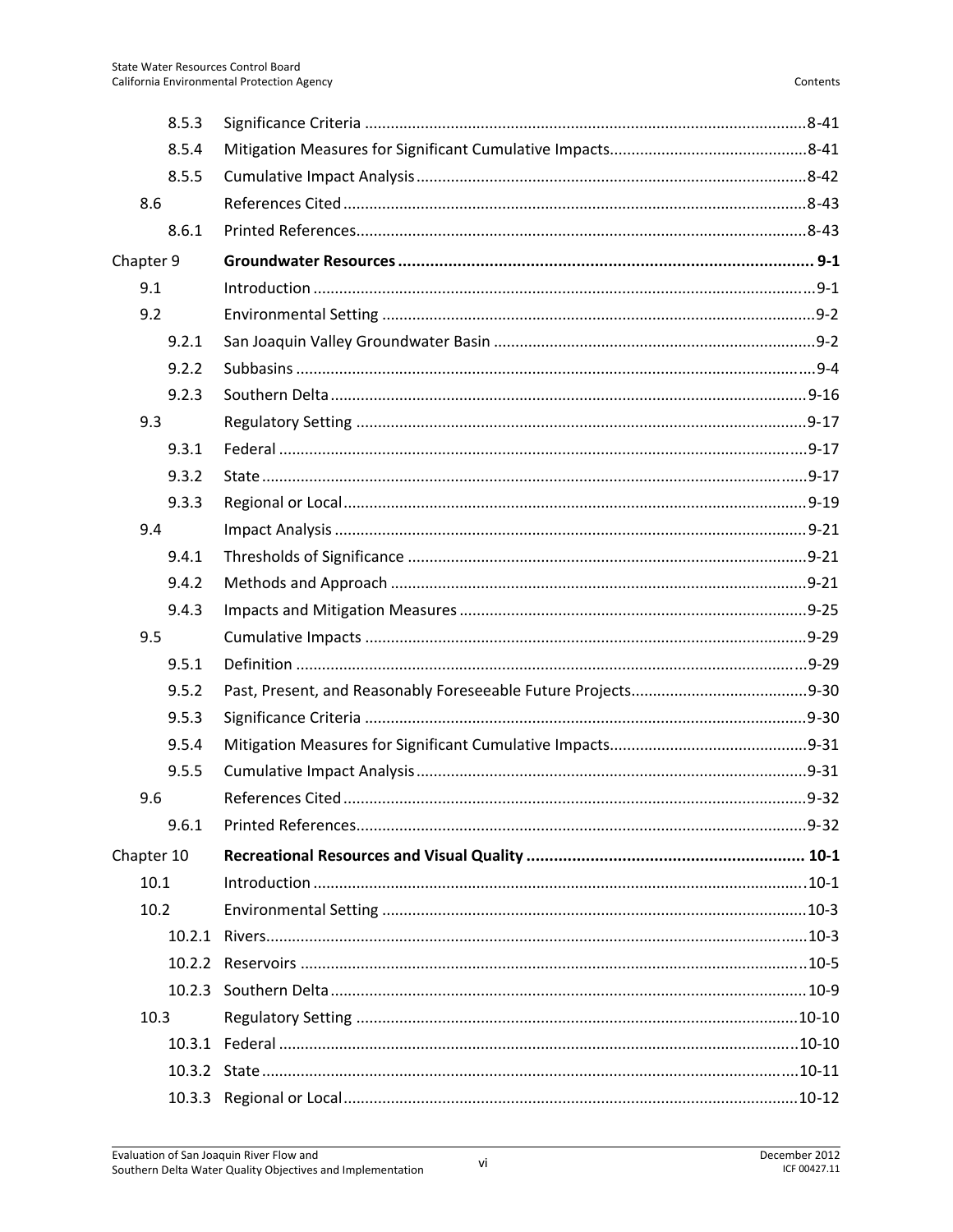| | | |
|---|---|---|
| 8.5.3 | Significance Criteria | 8-41 |
| 8.5.4 | Mitigation Measures for Significant Cumulative Impacts | 8-41 |
| 8.5.5 | Cumulative Impact Analysis | 8-42 |
| 8.6 | References Cited | 8-43 |
| 8.6.1 | Printed References | 8-43 |
| Chapter 9 | **Groundwater Resources** | **9-1** |
| 9.1 | Introduction | 9-1 |
| 9.2 | Environmental Setting | 9-2 |
| 9.2.1 | San Joaquin Valley Groundwater Basin | 9-2 |
| 9.2.2 | Subbasins | 9-4 |
| 9.2.3 | Southern Delta | 9-16 |
| 9.3 | Regulatory Setting | 9-17 |
| 9.3.1 | Federal | 9-17 |
| 9.3.2 | State | 9-17 |
| 9.3.3 | Regional or Local | 9-19 |
| 9.4 | Impact Analysis | 9-21 |
| 9.4.1 | Thresholds of Significance | 9-21 |
| 9.4.2 | Methods and Approach | 9-21 |
| 9.4.3 | Impacts and Mitigation Measures | 9-25 |
| 9.5 | Cumulative Impacts | 9-29 |
| 9.5.1 | Definition | 9-29 |
| 9.5.2 | Past, Present, and Reasonably Foreseeable Future Projects | 9-30 |
| 9.5.3 | Significance Criteria | 9-30 |
| 9.5.4 | Mitigation Measures for Significant Cumulative Impacts | 9-31 |
| 9.5.5 | Cumulative Impact Analysis | 9-31 |
| 9.6 | References Cited | 9-32 |
| 9.6.1 | Printed References | 9-32 |
| Chapter 10 | **Recreational Resources and Visual Quality** | **10-1** |
| 10.1 | Introduction | 10-1 |
| 10.2 | Environmental Setting | 10-3 |
| 10.2.1 | Rivers | 10-3 |
| 10.2.2 | Reservoirs | 10-5 |
| 10.2.3 | Southern Delta | 10-9 |
| 10.3 | Regulatory Setting | 10-10 |
| 10.3.1 | Federal | 10-10 |
| 10.3.2 | State | 10-11 |
| 10.3.3 | Regional or Local | 10-12 |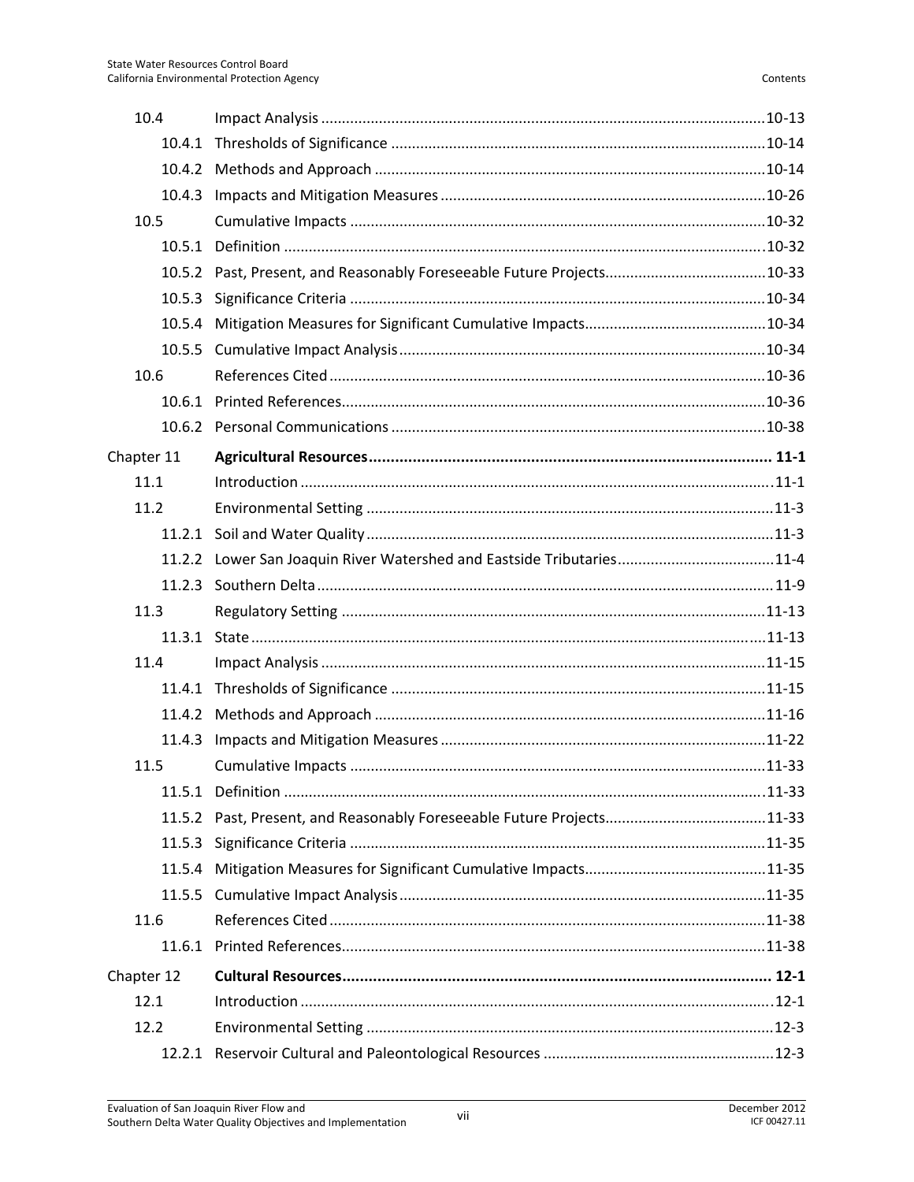| | | |
|---|---|---|
| 10.4 | Impact Analysis | 10-13 |
| 10.4.1 | Thresholds of Significance | 10-14 |
| 10.4.2 | Methods and Approach | 10-14 |
| 10.4.3 | Impacts and Mitigation Measures | 10-26 |
| 10.5 | Cumulative Impacts | 10-32 |
| 10.5.1 | Definition | 10-32 |
| 10.5.2 | Past, Present, and Reasonably Foreseeable Future Projects | 10-33 |
| 10.5.3 | Significance Criteria | 10-34 |
| 10.5.4 | Mitigation Measures for Significant Cumulative Impacts | 10-34 |
| 10.5.5 | Cumulative Impact Analysis | 10-34 |
| 10.6 | References Cited | 10-36 |
| 10.6.1 | Printed References | 10-36 |
| 10.6.2 | Personal Communications | 10-38 |
| Chapter 11 | **Agricultural Resources** | **11-1** |
| 11.1 | Introduction | 11-1 |
| 11.2 | Environmental Setting | 11-3 |
| 11.2.1 | Soil and Water Quality | 11-3 |
| 11.2.2 | Lower San Joaquin River Watershed and Eastside Tributaries | 11-4 |
| 11.2.3 | Southern Delta | 11-9 |
| 11.3 | Regulatory Setting | 11-13 |
| 11.3.1 | State | 11-13 |
| 11.4 | Impact Analysis | 11-15 |
| 11.4.1 | Thresholds of Significance | 11-15 |
| 11.4.2 | Methods and Approach | 11-16 |
| 11.4.3 | Impacts and Mitigation Measures | 11-22 |
| 11.5 | Cumulative Impacts | 11-33 |
| 11.5.1 | Definition | 11-33 |
| 11.5.2 | Past, Present, and Reasonably Foreseeable Future Projects | 11-33 |
| 11.5.3 | Significance Criteria | 11-35 |
| 11.5.4 | Mitigation Measures for Significant Cumulative Impacts | 11-35 |
| 11.5.5 | Cumulative Impact Analysis | 11-35 |
| 11.6 | References Cited | 11-38 |
| 11.6.1 | Printed References | 11-38 |
| Chapter 12 | **Cultural Resources** | **12-1** |
| 12.1 | Introduction | 12-1 |
| 12.2 | Environmental Setting | 12-3 |
| 12.2.1 | Reservoir Cultural and Paleontological Resources | 12-3 |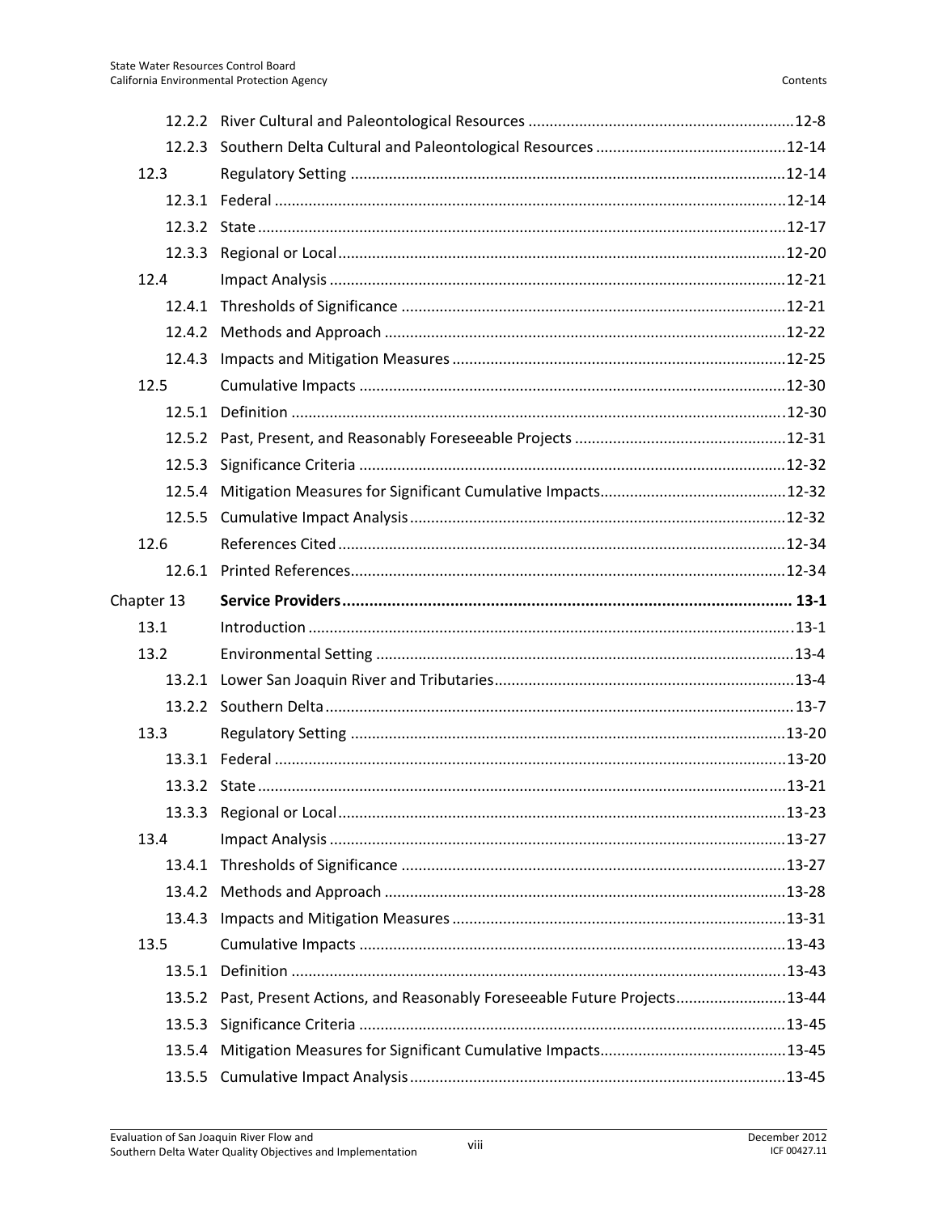| | | |
|---|---|---|
| 12.2.2 | River Cultural and Paleontological Resources | 12-8 |
| 12.2.3 | Southern Delta Cultural and Paleontological Resources | 12-14 |
| 12.3 | Regulatory Setting | 12-14 |
| 12.3.1 | Federal | 12-14 |
| 12.3.2 | State | 12-17 |
| 12.3.3 | Regional or Local | 12-20 |
| 12.4 | Impact Analysis | 12-21 |
| 12.4.1 | Thresholds of Significance | 12-21 |
| 12.4.2 | Methods and Approach | 12-22 |
| 12.4.3 | Impacts and Mitigation Measures | 12-25 |
| 12.5 | Cumulative Impacts | 12-30 |
| 12.5.1 | Definition | 12-30 |
| 12.5.2 | Past, Present, and Reasonably Foreseeable Projects | 12-31 |
| 12.5.3 | Significance Criteria | 12-32 |
| 12.5.4 | Mitigation Measures for Significant Cumulative Impacts | 12-32 |
| 12.5.5 | Cumulative Impact Analysis | 12-32 |
| 12.6 | References Cited | 12-34 |
| 12.6.1 | Printed References | 12-34 |
| Chapter 13 | **Service Providers** | **13-1** |
| 13.1 | Introduction | 13-1 |
| 13.2 | Environmental Setting | 13-4 |
| 13.2.1 | Lower San Joaquin River and Tributaries | 13-4 |
| 13.2.2 | Southern Delta | 13-7 |
| 13.3 | Regulatory Setting | 13-20 |
| 13.3.1 | Federal | 13-20 |
| 13.3.2 | State | 13-21 |
| 13.3.3 | Regional or Local | 13-23 |
| 13.4 | Impact Analysis | 13-27 |
| 13.4.1 | Thresholds of Significance | 13-27 |
| 13.4.2 | Methods and Approach | 13-28 |
| 13.4.3 | Impacts and Mitigation Measures | 13-31 |
| 13.5 | Cumulative Impacts | 13-43 |
| 13.5.1 | Definition | 13-43 |
| 13.5.2 | Past, Present Actions, and Reasonably Foreseeable Future Projects | 13-44 |
| 13.5.3 | Significance Criteria | 13-45 |
| 13.5.4 | Mitigation Measures for Significant Cumulative Impacts | 13-45 |
| 13.5.5 | Cumulative Impact Analysis | 13-45 |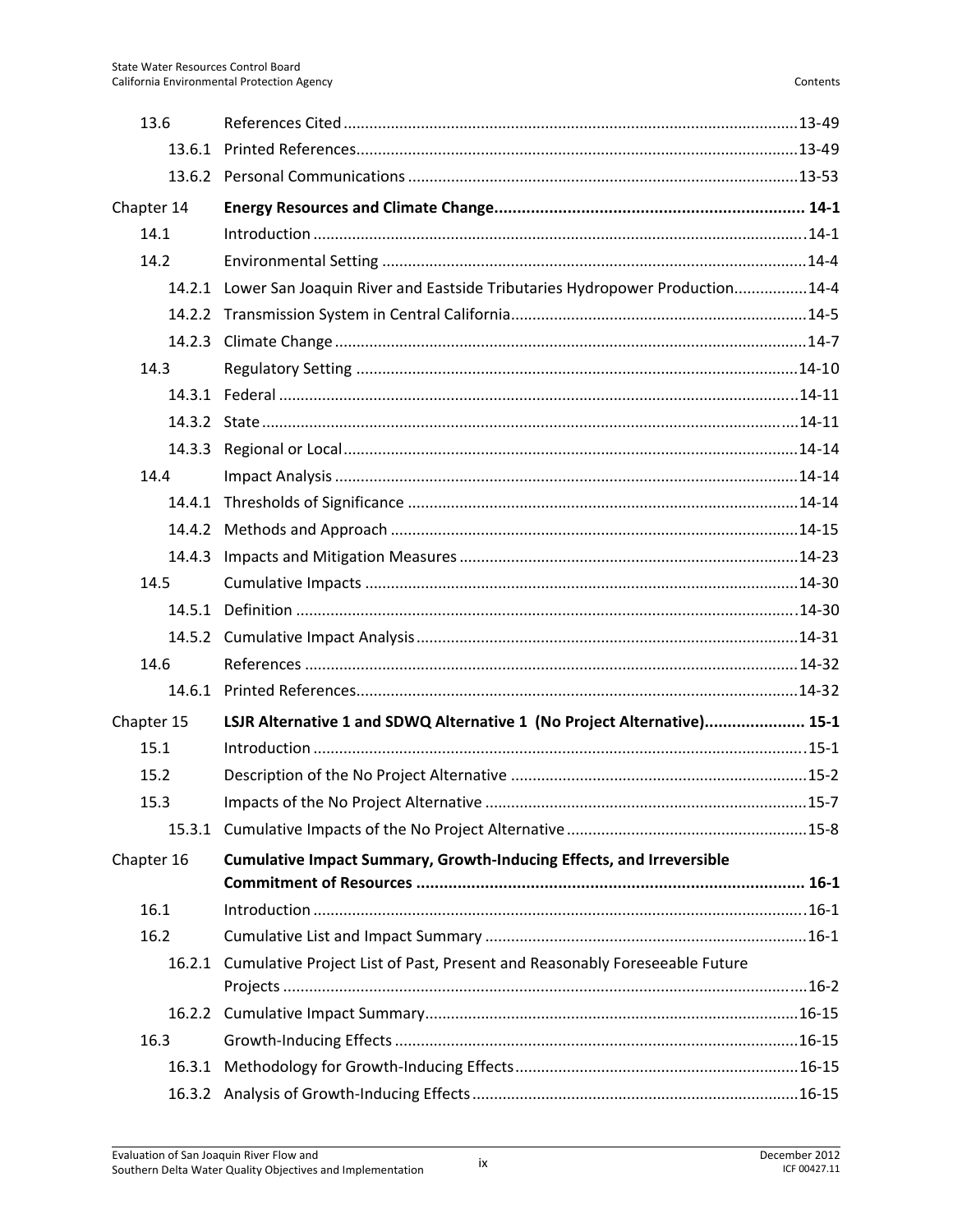| | | |
|---|---|---|
| 13.6 | References Cited | 13-49 |
| 13.6.1 | Printed References | 13-49 |
| 13.6.2 | Personal Communications | 13-53 |
| **Chapter 14** | **Energy Resources and Climate Change** | **14-1** |
| 14.1 | Introduction | 14-1 |
| 14.2 | Environmental Setting | 14-4 |
| 14.2.1 | Lower San Joaquin River and Eastside Tributaries Hydropower Production | 14-4 |
| 14.2.2 | Transmission System in Central California | 14-5 |
| 14.2.3 | Climate Change | 14-7 |
| 14.3 | Regulatory Setting | 14-10 |
| 14.3.1 | Federal | 14-11 |
| 14.3.2 | State | 14-11 |
| 14.3.3 | Regional or Local | 14-14 |
| 14.4 | Impact Analysis | 14-14 |
| 14.4.1 | Thresholds of Significance | 14-14 |
| 14.4.2 | Methods and Approach | 14-15 |
| 14.4.3 | Impacts and Mitigation Measures | 14-23 |
| 14.5 | Cumulative Impacts | 14-30 |
| 14.5.1 | Definition | 14-30 |
| 14.5.2 | Cumulative Impact Analysis | 14-31 |
| 14.6 | References | 14-32 |
| 14.6.1 | Printed References | 14-32 |
| **Chapter 15** | **LSJR Alternative 1 and SDWQ Alternative 1 (No Project Alternative)** | **15-1** |
| 15.1 | Introduction | 15-1 |
| 15.2 | Description of the No Project Alternative | 15-2 |
| 15.3 | Impacts of the No Project Alternative | 15-7 |
| 15.3.1 | Cumulative Impacts of the No Project Alternative | 15-8 |
| **Chapter 16** | **Cumulative Impact Summary, Growth-Inducing Effects, and Irreversible Commitment of Resources** | **16-1** |
| 16.1 | Introduction | 16-1 |
| 16.2 | Cumulative List and Impact Summary | 16-1 |
| 16.2.1 | Cumulative Project List of Past, Present and Reasonably Foreseeable Future Projects | 16-2 |
| 16.2.2 | Cumulative Impact Summary | 16-15 |
| 16.3 | Growth-Inducing Effects | 16-15 |
| 16.3.1 | Methodology for Growth-Inducing Effects | 16-15 |
| 16.3.2 | Analysis of Growth-Inducing Effects | 16-15 |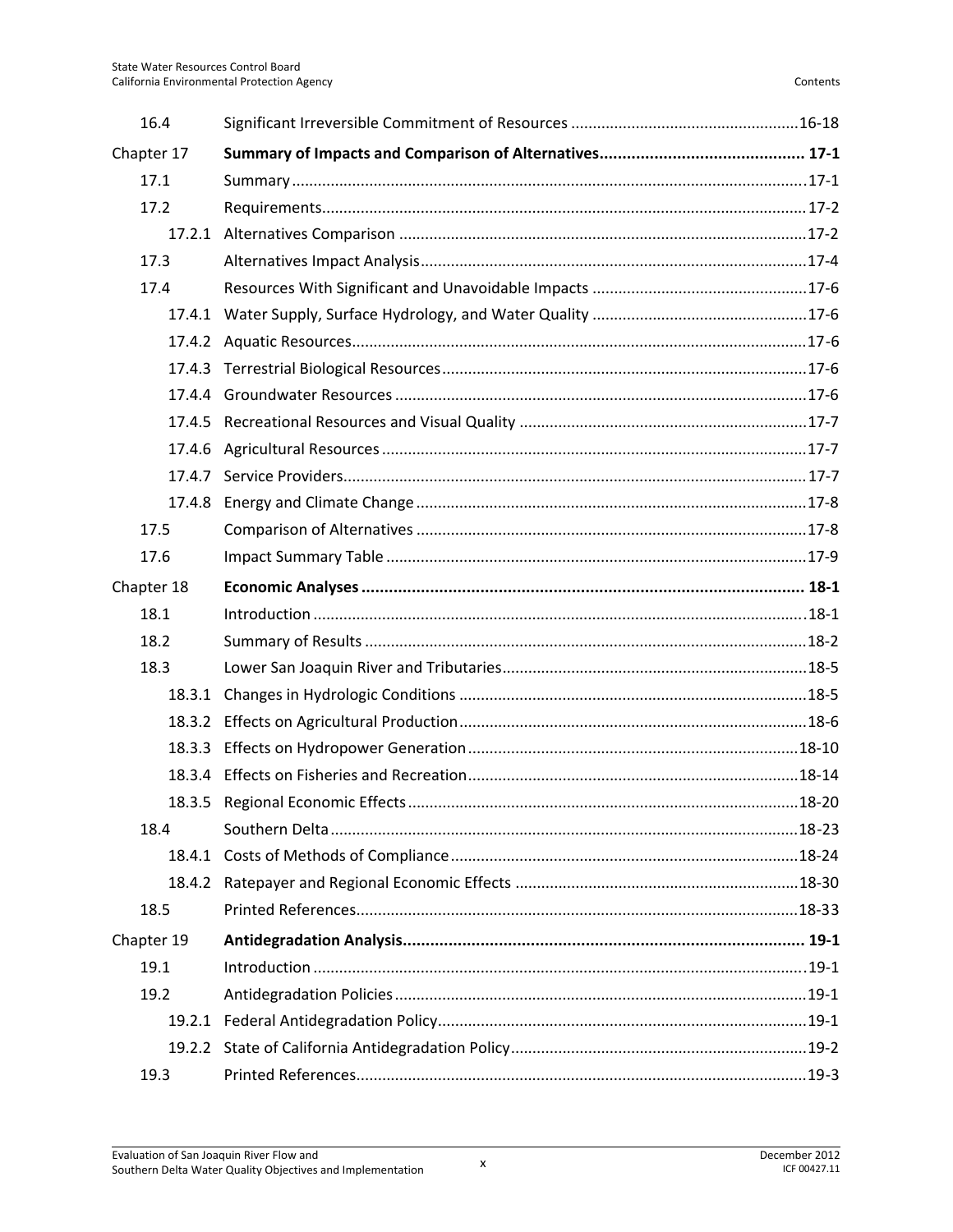| | | |
|---|---|---|
| 16.4 | Significant Irreversible Commitment of Resources | 16-18 |
| Chapter 17 | **Summary of Impacts and Comparison of Alternatives** | **17-1** |
| 17.1 | Summary | 17-1 |
| 17.2 | Requirements | 17-2 |
| 17.2.1 | Alternatives Comparison | 17-2 |
| 17.3 | Alternatives Impact Analysis | 17-4 |
| 17.4 | Resources With Significant and Unavoidable Impacts | 17-6 |
| 17.4.1 | Water Supply, Surface Hydrology, and Water Quality | 17-6 |
| 17.4.2 | Aquatic Resources | 17-6 |
| 17.4.3 | Terrestrial Biological Resources | 17-6 |
| 17.4.4 | Groundwater Resources | 17-6 |
| 17.4.5 | Recreational Resources and Visual Quality | 17-7 |
| 17.4.6 | Agricultural Resources | 17-7 |
| 17.4.7 | Service Providers | 17-7 |
| 17.4.8 | Energy and Climate Change | 17-8 |
| 17.5 | Comparison of Alternatives | 17-8 |
| 17.6 | Impact Summary Table | 17-9 |
| Chapter 18 | **Economic Analyses** | **18-1** |
| 18.1 | Introduction | 18-1 |
| 18.2 | Summary of Results | 18-2 |
| 18.3 | Lower San Joaquin River and Tributaries | 18-5 |
| 18.3.1 | Changes in Hydrologic Conditions | 18-5 |
| 18.3.2 | Effects on Agricultural Production | 18-6 |
| 18.3.3 | Effects on Hydropower Generation | 18-10 |
| 18.3.4 | Effects on Fisheries and Recreation | 18-14 |
| 18.3.5 | Regional Economic Effects | 18-20 |
| 18.4 | Southern Delta | 18-23 |
| 18.4.1 | Costs of Methods of Compliance | 18-24 |
| 18.4.2 | Ratepayer and Regional Economic Effects | 18-30 |
| 18.5 | Printed References | 18-33 |
| Chapter 19 | **Antidegradation Analysis** | **19-1** |
| 19.1 | Introduction | 19-1 |
| 19.2 | Antidegradation Policies | 19-1 |
| 19.2.1 | Federal Antidegradation Policy | 19-1 |
| 19.2.2 | State of California Antidegradation Policy | 19-2 |
| 19.3 | Printed References | 19-3 |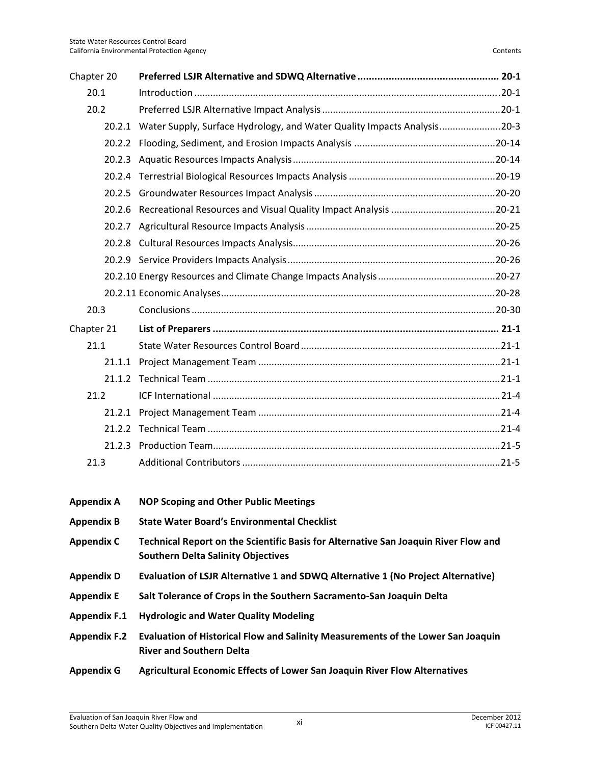| | | |
|---|---|---|
| Chapter 20 | **Preferred LSJR Alternative and SDWQ Alternative** | **20-1** |
| 20.1 | Introduction | 20-1 |
| 20.2 | Preferred LSJR Alternative Impact Analysis | 20-1 |
| 20.2.1 | Water Supply, Surface Hydrology, and Water Quality Impacts Analysis | 20-3 |
| 20.2.2 | Flooding, Sediment, and Erosion Impacts Analysis | 20-14 |
| 20.2.3 | Aquatic Resources Impacts Analysis | 20-14 |
| 20.2.4 | Terrestrial Biological Resources Impacts Analysis | 20-19 |
| 20.2.5 | Groundwater Resources Impact Analysis | 20-20 |
| 20.2.6 | Recreational Resources and Visual Quality Impact Analysis | 20-21 |
| 20.2.7 | Agricultural Resource Impacts Analysis | 20-25 |
| 20.2.8 | Cultural Resources Impacts Analysis | 20-26 |
| 20.2.9 | Service Providers Impacts Analysis | 20-26 |
| 20.2.10 | Energy Resources and Climate Change Impacts Analysis | 20-27 |
| 20.2.11 | Economic Analyses | 20-28 |
| 20.3 | Conclusions | 20-30 |
| Chapter 21 | **List of Preparers** | **21-1** |
| 21.1 | State Water Resources Control Board | 21-1 |
| 21.1.1 | Project Management Team | 21-1 |
| 21.1.2 | Technical Team | 21-1 |
| 21.2 | ICF International | 21-4 |
| 21.2.1 | Project Management Team | 21-4 |
| 21.2.2 | Technical Team | 21-4 |
| 21.2.3 | Production Team | 21-5 |
| 21.3 | Additional Contributors | 21-5 |

| | |
|---|---|
| **Appendix A** | **NOP Scoping and Other Public Meetings** |
| **Appendix B** | **State Water Board's Environmental Checklist** |
| **Appendix C** | **Technical Report on the Scientific Basis for Alternative San Joaquin River Flow and Southern Delta Salinity Objectives** |
| **Appendix D** | **Evaluation of LSJR Alternative 1 and SDWQ Alternative 1 (No Project Alternative)** |
| **Appendix E** | **Salt Tolerance of Crops in the Southern Sacramento-San Joaquin Delta** |
| **Appendix F.1** | **Hydrologic and Water Quality Modeling** |
| **Appendix F.2** | **Evaluation of Historical Flow and Salinity Measurements of the Lower San Joaquin River and Southern Delta** |
| **Appendix G** | **Agricultural Economic Effects of Lower San Joaquin River Flow Alternatives** |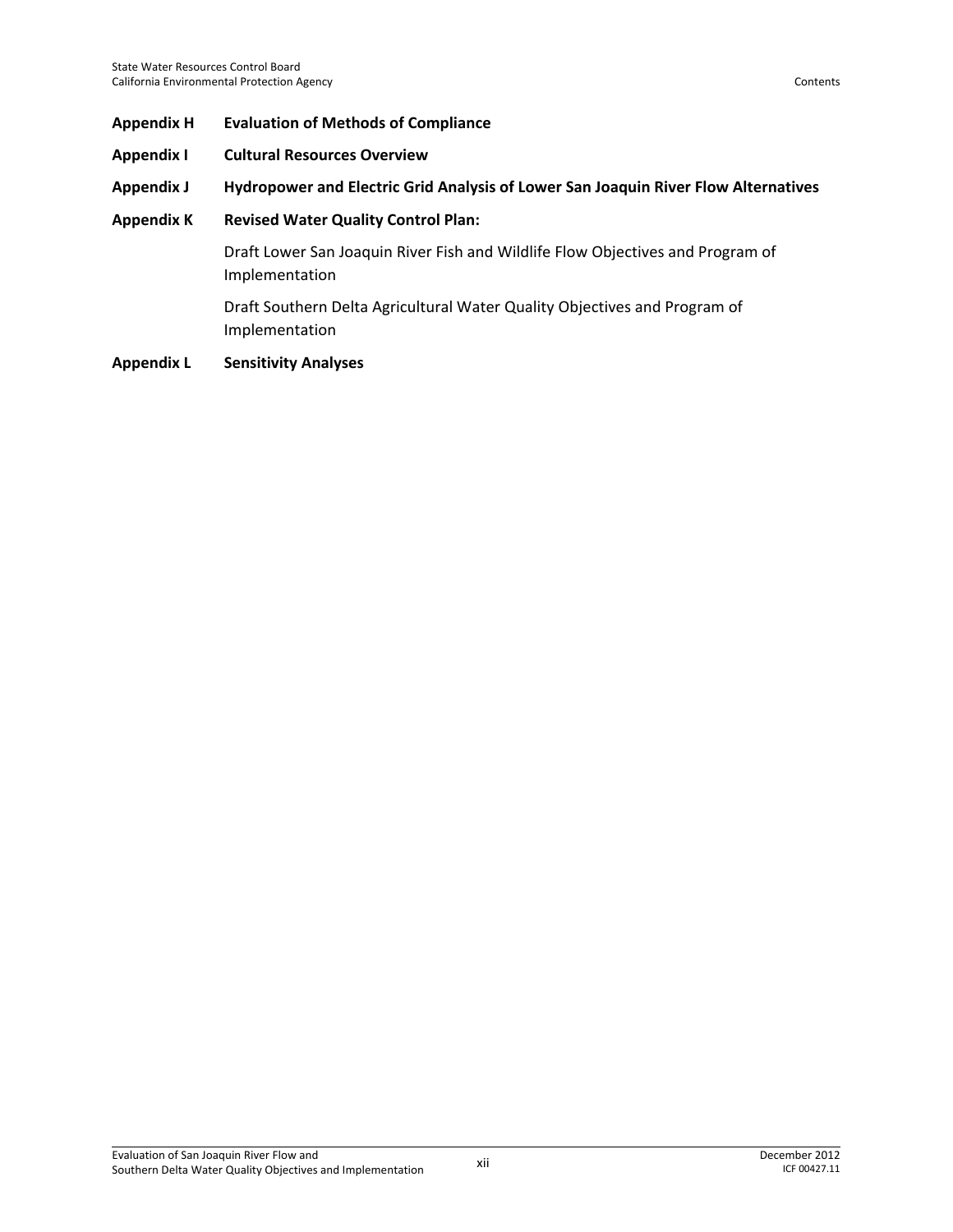**Appendix H Evaluation of Methods of Compliance**

**Appendix I Cultural Resources Overview**

**Appendix J Hydropower and Electric Grid Analysis of Lower San Joaquin River Flow Alternatives**

**Appendix K Revised Water Quality Control Plan:**

Draft Lower San Joaquin River Fish and Wildlife Flow Objectives and Program of Implementation

Draft Southern Delta Agricultural Water Quality Objectives and Program of Implementation

**Appendix L Sensitivity Analyses**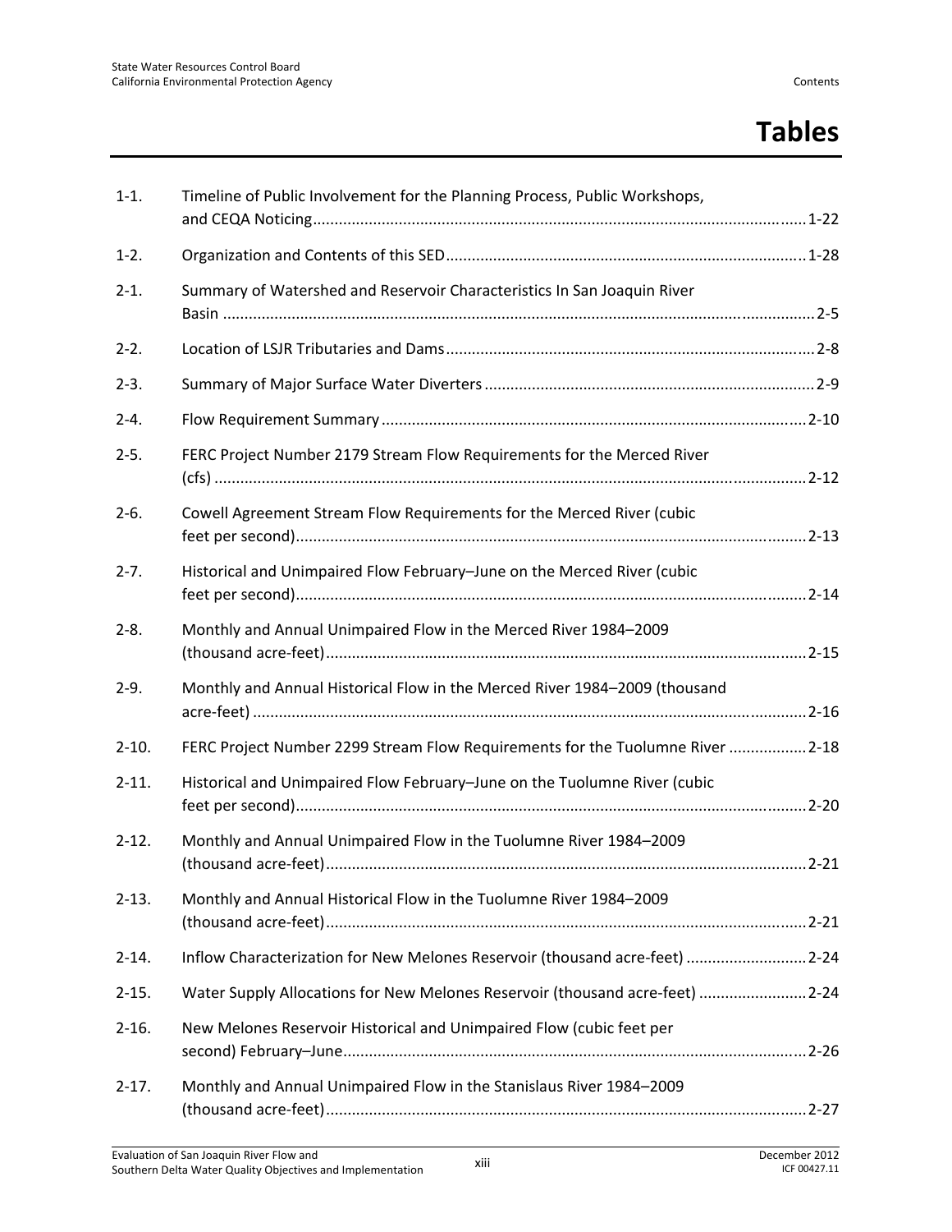# Tables

| | | |
|---|---|---|
| 1-1. | Timeline of Public Involvement for the Planning Process, Public Workshops, and CEQA Noticing | 1-22 |
| 1-2. | Organization and Contents of this SED | 1-28 |
| 2-1. | Summary of Watershed and Reservoir Characteristics In San Joaquin River Basin | 2-5 |
| 2-2. | Location of LSJR Tributaries and Dams | 2-8 |
| 2-3. | Summary of Major Surface Water Diverters | 2-9 |
| 2-4. | Flow Requirement Summary | 2-10 |
| 2-5. | FERC Project Number 2179 Stream Flow Requirements for the Merced River (cfs) | 2-12 |
| 2-6. | Cowell Agreement Stream Flow Requirements for the Merced River (cubic feet per second) | 2-13 |
| 2-7. | Historical and Unimpaired Flow February–June on the Merced River (cubic feet per second) | 2-14 |
| 2-8. | Monthly and Annual Unimpaired Flow in the Merced River 1984–2009 (thousand acre-feet) | 2-15 |
| 2-9. | Monthly and Annual Historical Flow in the Merced River 1984–2009 (thousand acre-feet) | 2-16 |
| 2-10. | FERC Project Number 2299 Stream Flow Requirements for the Tuolumne River | 2-18 |
| 2-11. | Historical and Unimpaired Flow February–June on the Tuolumne River (cubic feet per second) | 2-20 |
| 2-12. | Monthly and Annual Unimpaired Flow in the Tuolumne River 1984–2009 (thousand acre-feet) | 2-21 |
| 2-13. | Monthly and Annual Historical Flow in the Tuolumne River 1984–2009 (thousand acre-feet) | 2-21 |
| 2-14. | Inflow Characterization for New Melones Reservoir (thousand acre-feet) | 2-24 |
| 2-15. | Water Supply Allocations for New Melones Reservoir (thousand acre-feet) | 2-24 |
| 2-16. | New Melones Reservoir Historical and Unimpaired Flow (cubic feet per second) February–June | 2-26 |
| 2-17. | Monthly and Annual Unimpaired Flow in the Stanislaus River 1984–2009 (thousand acre-feet) | 2-27 |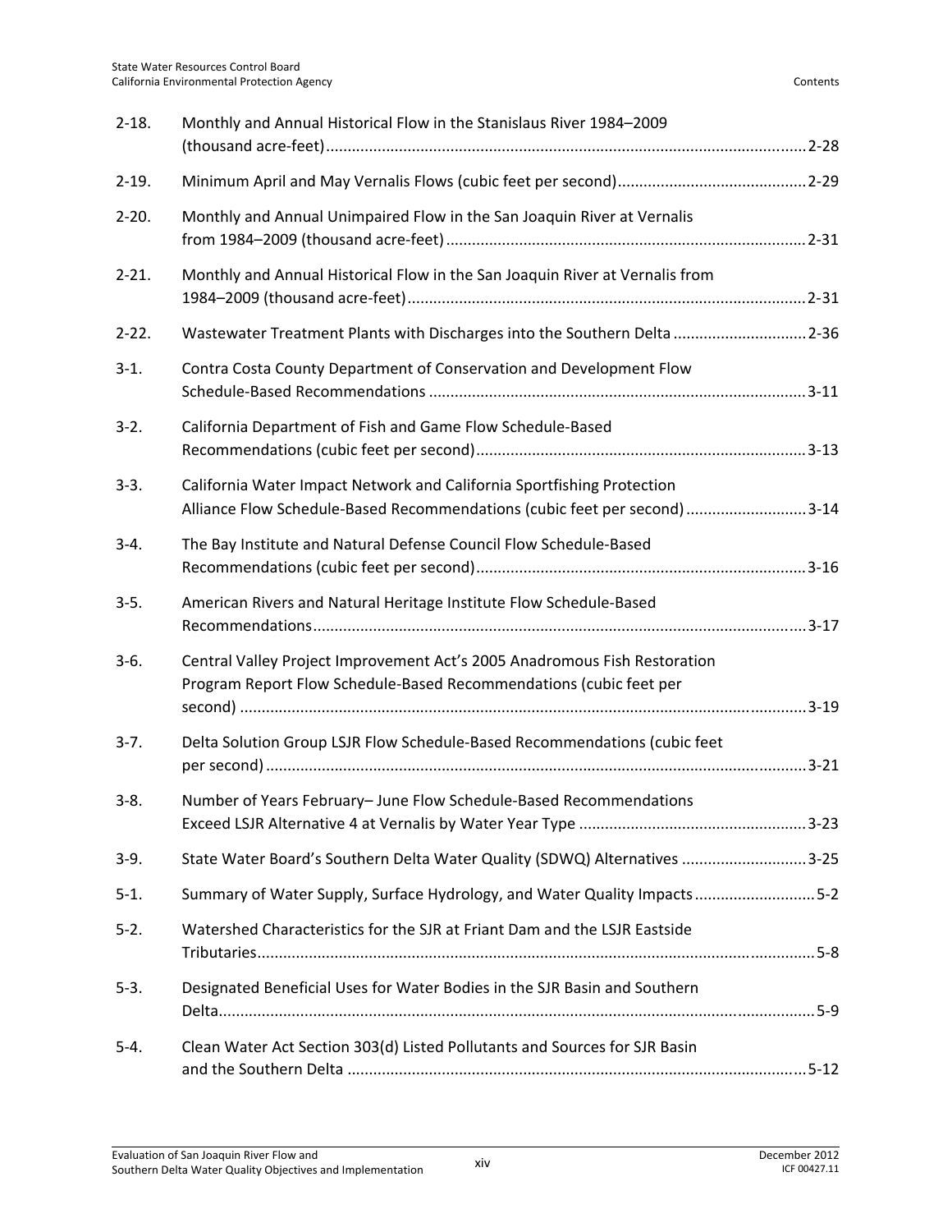| | | |
|---|---|---|
| 2-18. | Monthly and Annual Historical Flow in the Stanislaus River 1984–2009 (thousand acre-feet) | 2-28 |
| 2-19. | Minimum April and May Vernalis Flows (cubic feet per second) | 2-29 |
| 2-20. | Monthly and Annual Unimpaired Flow in the San Joaquin River at Vernalis from 1984–2009 (thousand acre-feet) | 2-31 |
| 2-21. | Monthly and Annual Historical Flow in the San Joaquin River at Vernalis from 1984–2009 (thousand acre-feet) | 2-31 |
| 2-22. | Wastewater Treatment Plants with Discharges into the Southern Delta | 2-36 |
| 3-1. | Contra Costa County Department of Conservation and Development Flow Schedule-Based Recommendations | 3-11 |
| 3-2. | California Department of Fish and Game Flow Schedule-Based Recommendations (cubic feet per second) | 3-13 |
| 3-3. | California Water Impact Network and California Sportfishing Protection Alliance Flow Schedule-Based Recommendations (cubic feet per second) | 3-14 |
| 3-4. | The Bay Institute and Natural Defense Council Flow Schedule-Based Recommendations (cubic feet per second) | 3-16 |
| 3-5. | American Rivers and Natural Heritage Institute Flow Schedule-Based Recommendations | 3-17 |
| 3-6. | Central Valley Project Improvement Act's 2005 Anadromous Fish Restoration Program Report Flow Schedule-Based Recommendations (cubic feet per second) | 3-19 |
| 3-7. | Delta Solution Group LSJR Flow Schedule-Based Recommendations (cubic feet per second) | 3-21 |
| 3-8. | Number of Years February– June Flow Schedule-Based Recommendations Exceed LSJR Alternative 4 at Vernalis by Water Year Type | 3-23 |
| 3-9. | State Water Board's Southern Delta Water Quality (SDWQ) Alternatives | 3-25 |
| 5-1. | Summary of Water Supply, Surface Hydrology, and Water Quality Impacts | 5-2 |
| 5-2. | Watershed Characteristics for the SJR at Friant Dam and the LSJR Eastside Tributaries | 5-8 |
| 5-3. | Designated Beneficial Uses for Water Bodies in the SJR Basin and Southern Delta | 5-9 |
| 5-4. | Clean Water Act Section 303(d) Listed Pollutants and Sources for SJR Basin and the Southern Delta | 5-12 |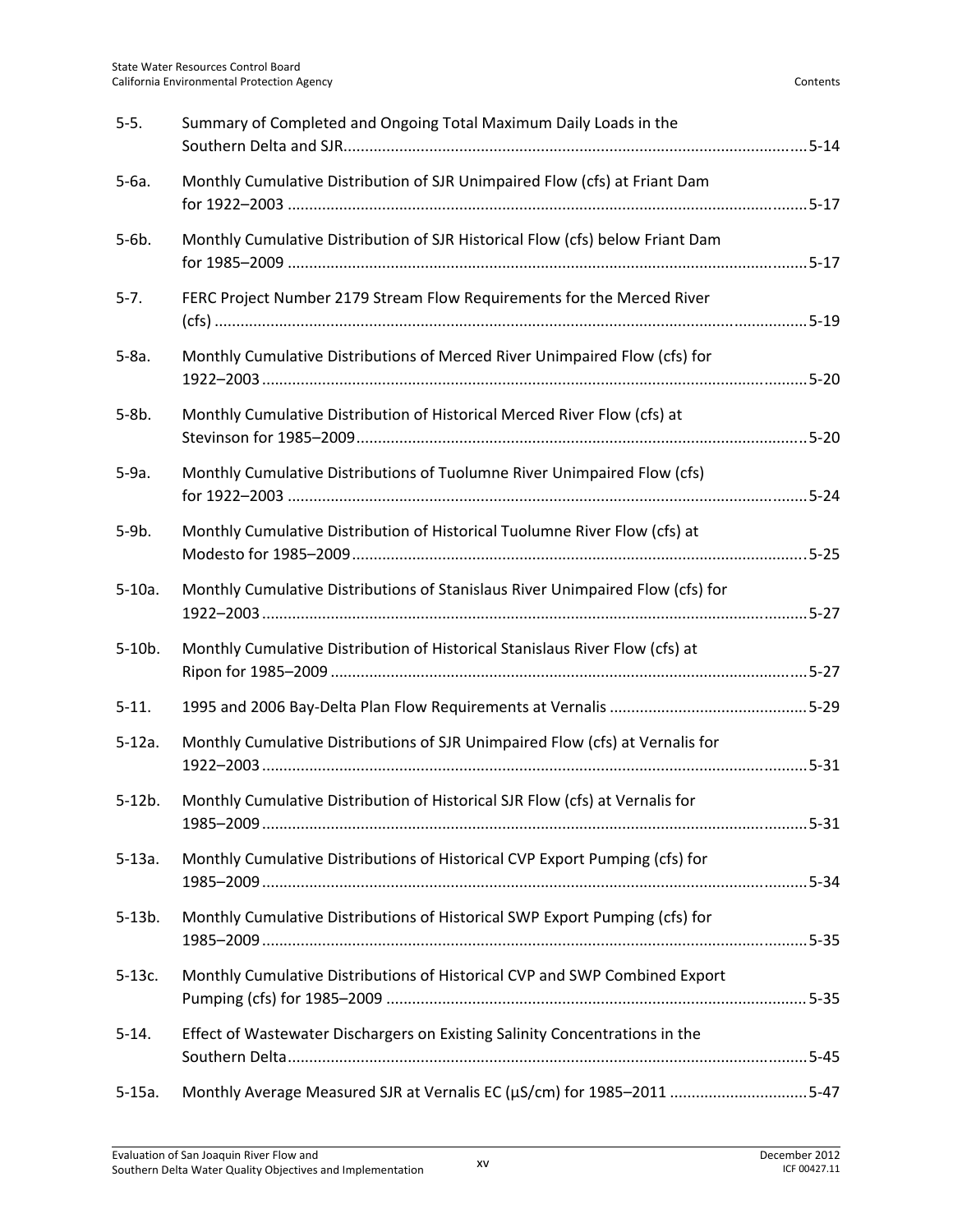| | | |
|---|---|---|
| 5-5. | Summary of Completed and Ongoing Total Maximum Daily Loads in the Southern Delta and SJR | 5-14 |
| 5-6a. | Monthly Cumulative Distribution of SJR Unimpaired Flow (cfs) at Friant Dam for 1922–2003 | 5-17 |
| 5-6b. | Monthly Cumulative Distribution of SJR Historical Flow (cfs) below Friant Dam for 1985–2009 | 5-17 |
| 5-7. | FERC Project Number 2179 Stream Flow Requirements for the Merced River (cfs) | 5-19 |
| 5-8a. | Monthly Cumulative Distributions of Merced River Unimpaired Flow (cfs) for 1922–2003 | 5-20 |
| 5-8b. | Monthly Cumulative Distribution of Historical Merced River Flow (cfs) at Stevinson for 1985–2009 | 5-20 |
| 5-9a. | Monthly Cumulative Distributions of Tuolumne River Unimpaired Flow (cfs) for 1922–2003 | 5-24 |
| 5-9b. | Monthly Cumulative Distribution of Historical Tuolumne River Flow (cfs) at Modesto for 1985–2009 | 5-25 |
| 5-10a. | Monthly Cumulative Distributions of Stanislaus River Unimpaired Flow (cfs) for 1922–2003 | 5-27 |
| 5-10b. | Monthly Cumulative Distribution of Historical Stanislaus River Flow (cfs) at Ripon for 1985–2009 | 5-27 |
| 5-11. | 1995 and 2006 Bay-Delta Plan Flow Requirements at Vernalis | 5-29 |
| 5-12a. | Monthly Cumulative Distributions of SJR Unimpaired Flow (cfs) at Vernalis for 1922–2003 | 5-31 |
| 5-12b. | Monthly Cumulative Distribution of Historical SJR Flow (cfs) at Vernalis for 1985–2009 | 5-31 |
| 5-13a. | Monthly Cumulative Distributions of Historical CVP Export Pumping (cfs) for 1985–2009 | 5-34 |
| 5-13b. | Monthly Cumulative Distributions of Historical SWP Export Pumping (cfs) for 1985–2009 | 5-35 |
| 5-13c. | Monthly Cumulative Distributions of Historical CVP and SWP Combined Export Pumping (cfs) for 1985–2009 | 5-35 |
| 5-14. | Effect of Wastewater Dischargers on Existing Salinity Concentrations in the Southern Delta | 5-45 |
| 5-15a. | Monthly Average Measured SJR at Vernalis EC (µS/cm) for 1985–2011 | 5-47 |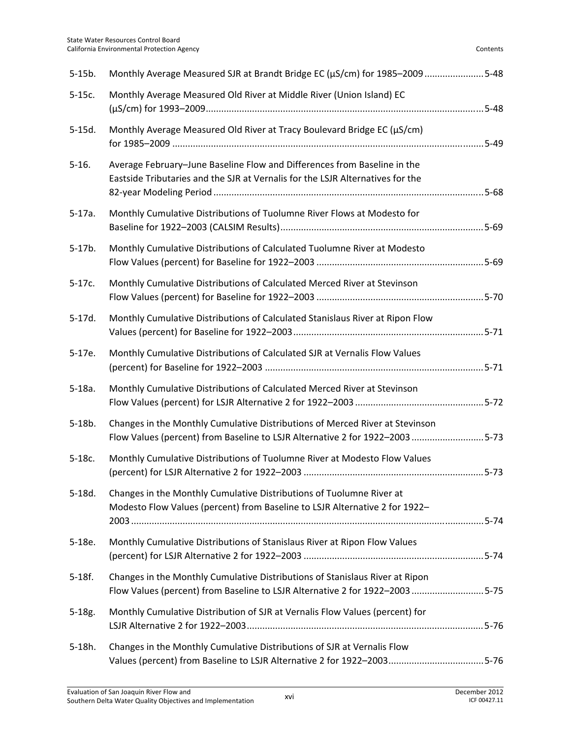| | | |
|---|---|---|
| 5-15b. | Monthly Average Measured SJR at Brandt Bridge EC (µS/cm) for 1985–2009 | 5-48 |
| 5-15c. | Monthly Average Measured Old River at Middle River (Union Island) EC (µS/cm) for 1993–2009 | 5-48 |
| 5-15d. | Monthly Average Measured Old River at Tracy Boulevard Bridge EC (µS/cm) for 1985–2009 | 5-49 |
| 5-16. | Average February–June Baseline Flow and Differences from Baseline in the Eastside Tributaries and the SJR at Vernalis for the LSJR Alternatives for the 82-year Modeling Period | 5-68 |
| 5-17a. | Monthly Cumulative Distributions of Tuolumne River Flows at Modesto for Baseline for 1922–2003 (CALSIM Results) | 5-69 |
| 5-17b. | Monthly Cumulative Distributions of Calculated Tuolumne River at Modesto Flow Values (percent) for Baseline for 1922–2003 | 5-69 |
| 5-17c. | Monthly Cumulative Distributions of Calculated Merced River at Stevinson Flow Values (percent) for Baseline for 1922–2003 | 5-70 |
| 5-17d. | Monthly Cumulative Distributions of Calculated Stanislaus River at Ripon Flow Values (percent) for Baseline for 1922–2003 | 5-71 |
| 5-17e. | Monthly Cumulative Distributions of Calculated SJR at Vernalis Flow Values (percent) for Baseline for 1922–2003 | 5-71 |
| 5-18a. | Monthly Cumulative Distributions of Calculated Merced River at Stevinson Flow Values (percent) for LSJR Alternative 2 for 1922–2003 | 5-72 |
| 5-18b. | Changes in the Monthly Cumulative Distributions of Merced River at Stevinson Flow Values (percent) from Baseline to LSJR Alternative 2 for 1922–2003 | 5-73 |
| 5-18c. | Monthly Cumulative Distributions of Tuolumne River at Modesto Flow Values (percent) for LSJR Alternative 2 for 1922–2003 | 5-73 |
| 5-18d. | Changes in the Monthly Cumulative Distributions of Tuolumne River at Modesto Flow Values (percent) from Baseline to LSJR Alternative 2 for 1922–2003 | 5-74 |
| 5-18e. | Monthly Cumulative Distributions of Stanislaus River at Ripon Flow Values (percent) for LSJR Alternative 2 for 1922–2003 | 5-74 |
| 5-18f. | Changes in the Monthly Cumulative Distributions of Stanislaus River at Ripon Flow Values (percent) from Baseline to LSJR Alternative 2 for 1922–2003 | 5-75 |
| 5-18g. | Monthly Cumulative Distribution of SJR at Vernalis Flow Values (percent) for LSJR Alternative 2 for 1922–2003 | 5-76 |
| 5-18h. | Changes in the Monthly Cumulative Distributions of SJR at Vernalis Flow Values (percent) from Baseline to LSJR Alternative 2 for 1922–2003 | 5-76 |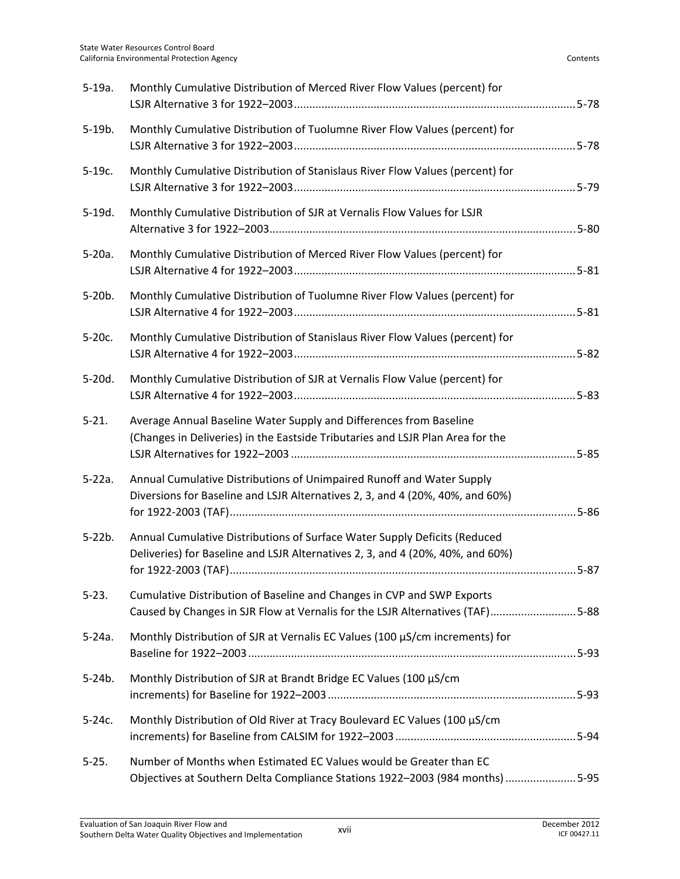| | | |
|---|---|---|
| 5-19a. | Monthly Cumulative Distribution of Merced River Flow Values (percent) for LSJR Alternative 3 for 1922–2003 | 5-78 |
| 5-19b. | Monthly Cumulative Distribution of Tuolumne River Flow Values (percent) for LSJR Alternative 3 for 1922–2003 | 5-78 |
| 5-19c. | Monthly Cumulative Distribution of Stanislaus River Flow Values (percent) for LSJR Alternative 3 for 1922–2003 | 5-79 |
| 5-19d. | Monthly Cumulative Distribution of SJR at Vernalis Flow Values for LSJR Alternative 3 for 1922–2003 | 5-80 |
| 5-20a. | Monthly Cumulative Distribution of Merced River Flow Values (percent) for LSJR Alternative 4 for 1922–2003 | 5-81 |
| 5-20b. | Monthly Cumulative Distribution of Tuolumne River Flow Values (percent) for LSJR Alternative 4 for 1922–2003 | 5-81 |
| 5-20c. | Monthly Cumulative Distribution of Stanislaus River Flow Values (percent) for LSJR Alternative 4 for 1922–2003 | 5-82 |
| 5-20d. | Monthly Cumulative Distribution of SJR at Vernalis Flow Value (percent) for LSJR Alternative 4 for 1922–2003 | 5-83 |
| 5-21. | Average Annual Baseline Water Supply and Differences from Baseline (Changes in Deliveries) in the Eastside Tributaries and LSJR Plan Area for the LSJR Alternatives for 1922–2003 | 5-85 |
| 5-22a. | Annual Cumulative Distributions of Unimpaired Runoff and Water Supply Diversions for Baseline and LSJR Alternatives 2, 3, and 4 (20%, 40%, and 60%) for 1922-2003 (TAF) | 5-86 |
| 5-22b. | Annual Cumulative Distributions of Surface Water Supply Deficits (Reduced Deliveries) for Baseline and LSJR Alternatives 2, 3, and 4 (20%, 40%, and 60%) for 1922-2003 (TAF) | 5-87 |
| 5-23. | Cumulative Distribution of Baseline and Changes in CVP and SWP Exports Caused by Changes in SJR Flow at Vernalis for the LSJR Alternatives (TAF) | 5-88 |
| 5-24a. | Monthly Distribution of SJR at Vernalis EC Values (100 µS/cm increments) for Baseline for 1922–2003 | 5-93 |
| 5-24b. | Monthly Distribution of SJR at Brandt Bridge EC Values (100 µS/cm increments) for Baseline for 1922–2003 | 5-93 |
| 5-24c. | Monthly Distribution of Old River at Tracy Boulevard EC Values (100 µS/cm increments) for Baseline from CALSIM for 1922–2003 | 5-94 |
| 5-25. | Number of Months when Estimated EC Values would be Greater than EC Objectives at Southern Delta Compliance Stations 1922–2003 (984 months) | 5-95 |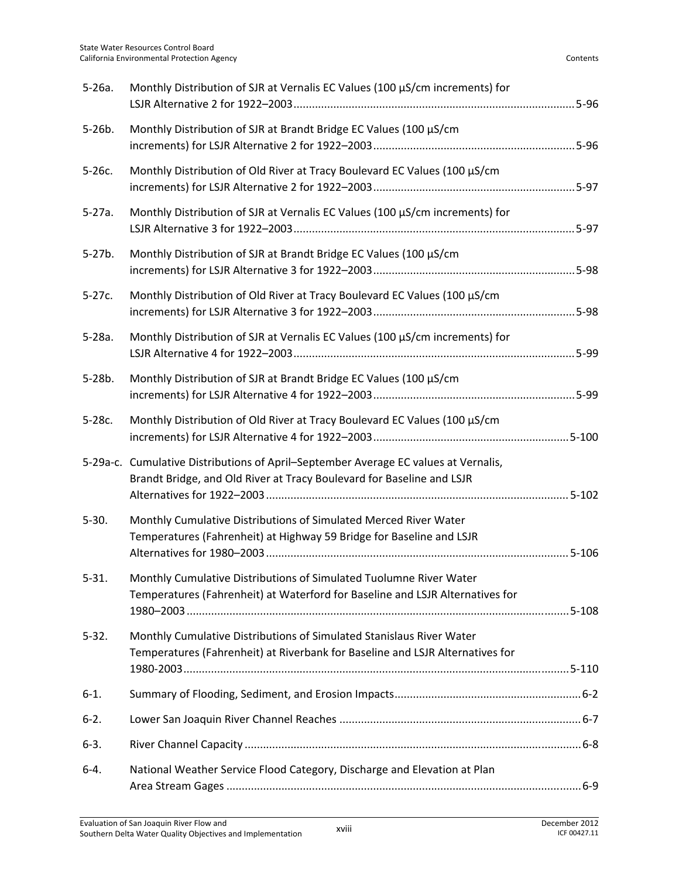| | | |
|---|---|---|
| 5-26a. | Monthly Distribution of SJR at Vernalis EC Values (100 µS/cm increments) for LSJR Alternative 2 for 1922–2003 | 5-96 |
| 5-26b. | Monthly Distribution of SJR at Brandt Bridge EC Values (100 µS/cm increments) for LSJR Alternative 2 for 1922–2003 | 5-96 |
| 5-26c. | Monthly Distribution of Old River at Tracy Boulevard EC Values (100 µS/cm increments) for LSJR Alternative 2 for 1922–2003 | 5-97 |
| 5-27a. | Monthly Distribution of SJR at Vernalis EC Values (100 µS/cm increments) for LSJR Alternative 3 for 1922–2003 | 5-97 |
| 5-27b. | Monthly Distribution of SJR at Brandt Bridge EC Values (100 µS/cm increments) for LSJR Alternative 3 for 1922–2003 | 5-98 |
| 5-27c. | Monthly Distribution of Old River at Tracy Boulevard EC Values (100 µS/cm increments) for LSJR Alternative 3 for 1922–2003 | 5-98 |
| 5-28a. | Monthly Distribution of SJR at Vernalis EC Values (100 µS/cm increments) for LSJR Alternative 4 for 1922–2003 | 5-99 |
| 5-28b. | Monthly Distribution of SJR at Brandt Bridge EC Values (100 µS/cm increments) for LSJR Alternative 4 for 1922–2003 | 5-99 |
| 5-28c. | Monthly Distribution of Old River at Tracy Boulevard EC Values (100 µS/cm increments) for LSJR Alternative 4 for 1922–2003 | 5-100 |
| 5-29a-c. | Cumulative Distributions of April–September Average EC values at Vernalis, Brandt Bridge, and Old River at Tracy Boulevard for Baseline and LSJR Alternatives for 1922–2003 | 5-102 |
| 5-30. | Monthly Cumulative Distributions of Simulated Merced River Water Temperatures (Fahrenheit) at Highway 59 Bridge for Baseline and LSJR Alternatives for 1980–2003 | 5-106 |
| 5-31. | Monthly Cumulative Distributions of Simulated Tuolumne River Water Temperatures (Fahrenheit) at Waterford for Baseline and LSJR Alternatives for 1980–2003 | 5-108 |
| 5-32. | Monthly Cumulative Distributions of Simulated Stanislaus River Water Temperatures (Fahrenheit) at Riverbank for Baseline and LSJR Alternatives for 1980-2003 | 5-110 |
| 6-1. | Summary of Flooding, Sediment, and Erosion Impacts | 6-2 |
| 6-2. | Lower San Joaquin River Channel Reaches | 6-7 |
| 6-3. | River Channel Capacity | 6-8 |
| 6-4. | National Weather Service Flood Category, Discharge and Elevation at Plan Area Stream Gages | 6-9 |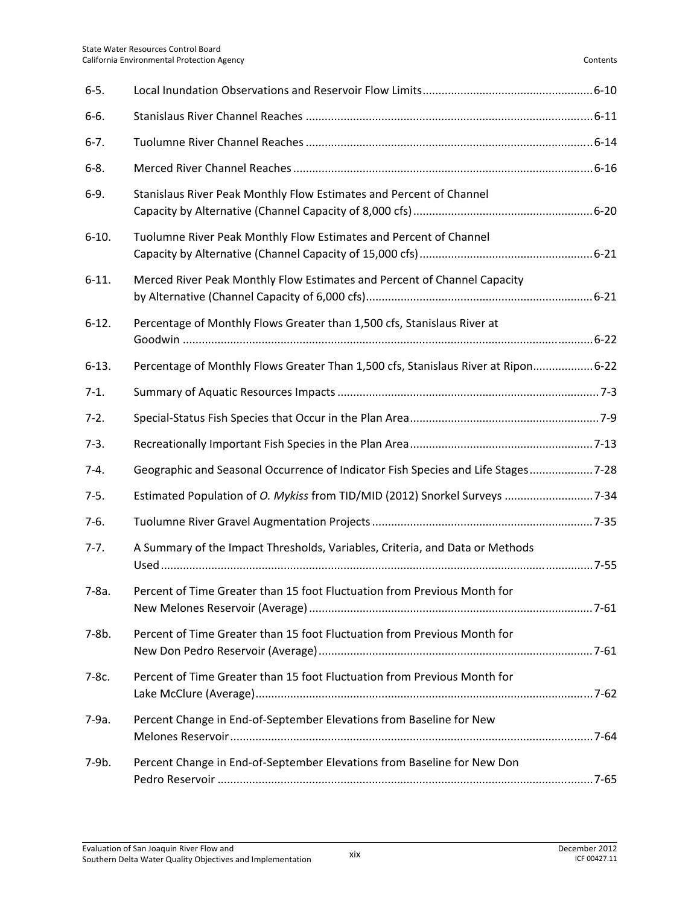| | | |
|---|---|---|
| 6-5. | Local Inundation Observations and Reservoir Flow Limits | 6-10 |
| 6-6. | Stanislaus River Channel Reaches | 6-11 |
| 6-7. | Tuolumne River Channel Reaches | 6-14 |
| 6-8. | Merced River Channel Reaches | 6-16 |
| 6-9. | Stanislaus River Peak Monthly Flow Estimates and Percent of Channel Capacity by Alternative (Channel Capacity of 8,000 cfs) | 6-20 |
| 6-10. | Tuolumne River Peak Monthly Flow Estimates and Percent of Channel Capacity by Alternative (Channel Capacity of 15,000 cfs) | 6-21 |
| 6-11. | Merced River Peak Monthly Flow Estimates and Percent of Channel Capacity by Alternative (Channel Capacity of 6,000 cfs) | 6-21 |
| 6-12. | Percentage of Monthly Flows Greater than 1,500 cfs, Stanislaus River at Goodwin | 6-22 |
| 6-13. | Percentage of Monthly Flows Greater Than 1,500 cfs, Stanislaus River at Ripon | 6-22 |
| 7-1. | Summary of Aquatic Resources Impacts | 7-3 |
| 7-2. | Special-Status Fish Species that Occur in the Plan Area | 7-9 |
| 7-3. | Recreationally Important Fish Species in the Plan Area | 7-13 |
| 7-4. | Geographic and Seasonal Occurrence of Indicator Fish Species and Life Stages | 7-28 |
| 7-5. | Estimated Population of *O. Mykiss* from TID/MID (2012) Snorkel Surveys | 7-34 |
| 7-6. | Tuolumne River Gravel Augmentation Projects | 7-35 |
| 7-7. | A Summary of the Impact Thresholds, Variables, Criteria, and Data or Methods Used | 7-55 |
| 7-8a. | Percent of Time Greater than 15 foot Fluctuation from Previous Month for New Melones Reservoir (Average) | 7-61 |
| 7-8b. | Percent of Time Greater than 15 foot Fluctuation from Previous Month for New Don Pedro Reservoir (Average) | 7-61 |
| 7-8c. | Percent of Time Greater than 15 foot Fluctuation from Previous Month for Lake McClure (Average) | 7-62 |
| 7-9a. | Percent Change in End-of-September Elevations from Baseline for New Melones Reservoir | 7-64 |
| 7-9b. | Percent Change in End-of-September Elevations from Baseline for New Don Pedro Reservoir | 7-65 |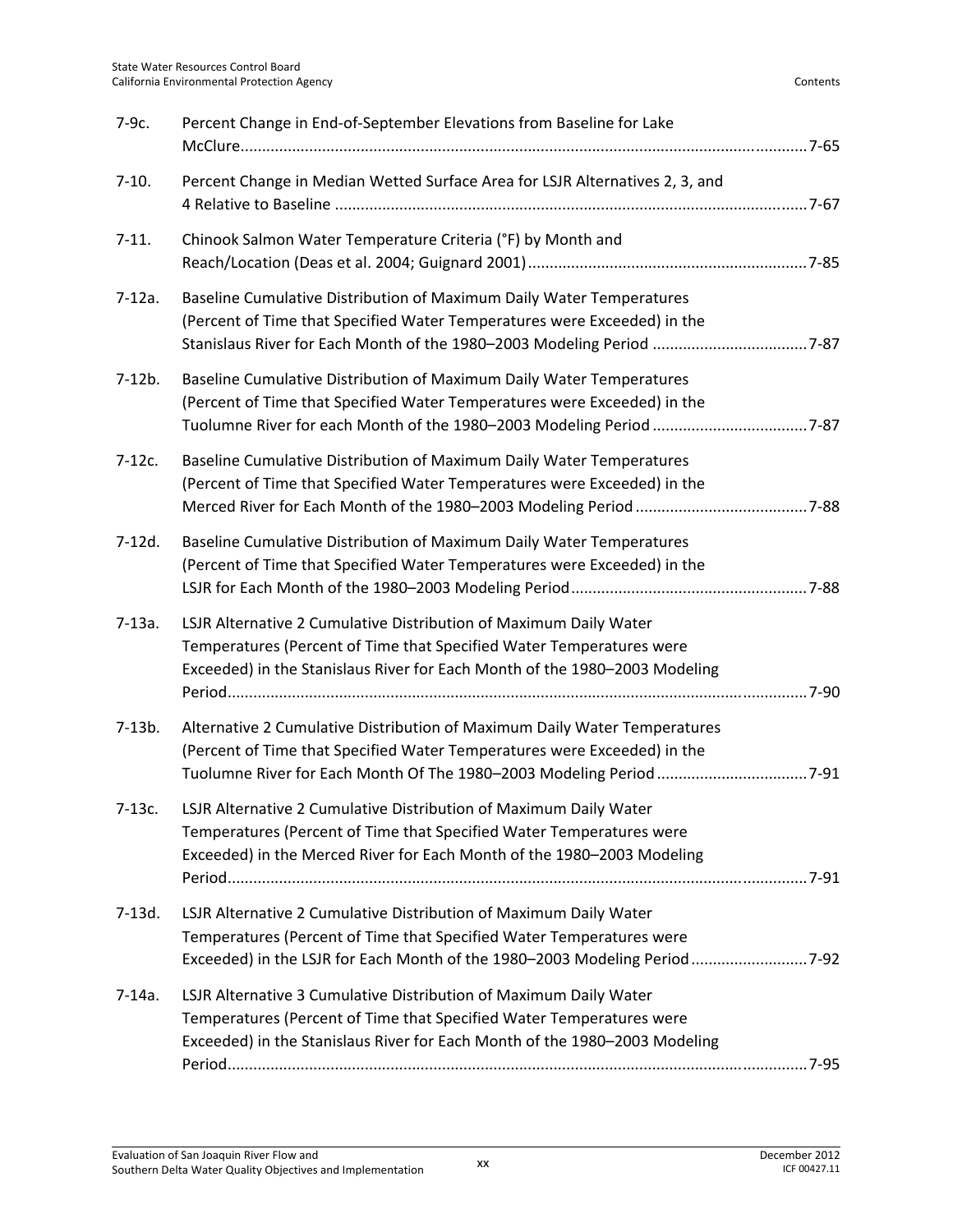| | | |
|---|---|---|
| 7-9c. | Percent Change in End-of-September Elevations from Baseline for Lake McClure | 7-65 |
| 7-10. | Percent Change in Median Wetted Surface Area for LSJR Alternatives 2, 3, and 4 Relative to Baseline | 7-67 |
| 7-11. | Chinook Salmon Water Temperature Criteria (°F) by Month and Reach/Location (Deas et al. 2004; Guignard 2001) | 7-85 |
| 7-12a. | Baseline Cumulative Distribution of Maximum Daily Water Temperatures (Percent of Time that Specified Water Temperatures were Exceeded) in the Stanislaus River for Each Month of the 1980–2003 Modeling Period | 7-87 |
| 7-12b. | Baseline Cumulative Distribution of Maximum Daily Water Temperatures (Percent of Time that Specified Water Temperatures were Exceeded) in the Tuolumne River for each Month of the 1980–2003 Modeling Period | 7-87 |
| 7-12c. | Baseline Cumulative Distribution of Maximum Daily Water Temperatures (Percent of Time that Specified Water Temperatures were Exceeded) in the Merced River for Each Month of the 1980–2003 Modeling Period | 7-88 |
| 7-12d. | Baseline Cumulative Distribution of Maximum Daily Water Temperatures (Percent of Time that Specified Water Temperatures were Exceeded) in the LSJR for Each Month of the 1980–2003 Modeling Period | 7-88 |
| 7-13a. | LSJR Alternative 2 Cumulative Distribution of Maximum Daily Water Temperatures (Percent of Time that Specified Water Temperatures were Exceeded) in the Stanislaus River for Each Month of the 1980–2003 Modeling Period | 7-90 |
| 7-13b. | Alternative 2 Cumulative Distribution of Maximum Daily Water Temperatures (Percent of Time that Specified Water Temperatures were Exceeded) in the Tuolumne River for Each Month Of The 1980–2003 Modeling Period | 7-91 |
| 7-13c. | LSJR Alternative 2 Cumulative Distribution of Maximum Daily Water Temperatures (Percent of Time that Specified Water Temperatures were Exceeded) in the Merced River for Each Month of the 1980–2003 Modeling Period | 7-91 |
| 7-13d. | LSJR Alternative 2 Cumulative Distribution of Maximum Daily Water Temperatures (Percent of Time that Specified Water Temperatures were Exceeded) in the LSJR for Each Month of the 1980–2003 Modeling Period | 7-92 |
| 7-14a. | LSJR Alternative 3 Cumulative Distribution of Maximum Daily Water Temperatures (Percent of Time that Specified Water Temperatures were Exceeded) in the Stanislaus River for Each Month of the 1980–2003 Modeling Period | 7-95 |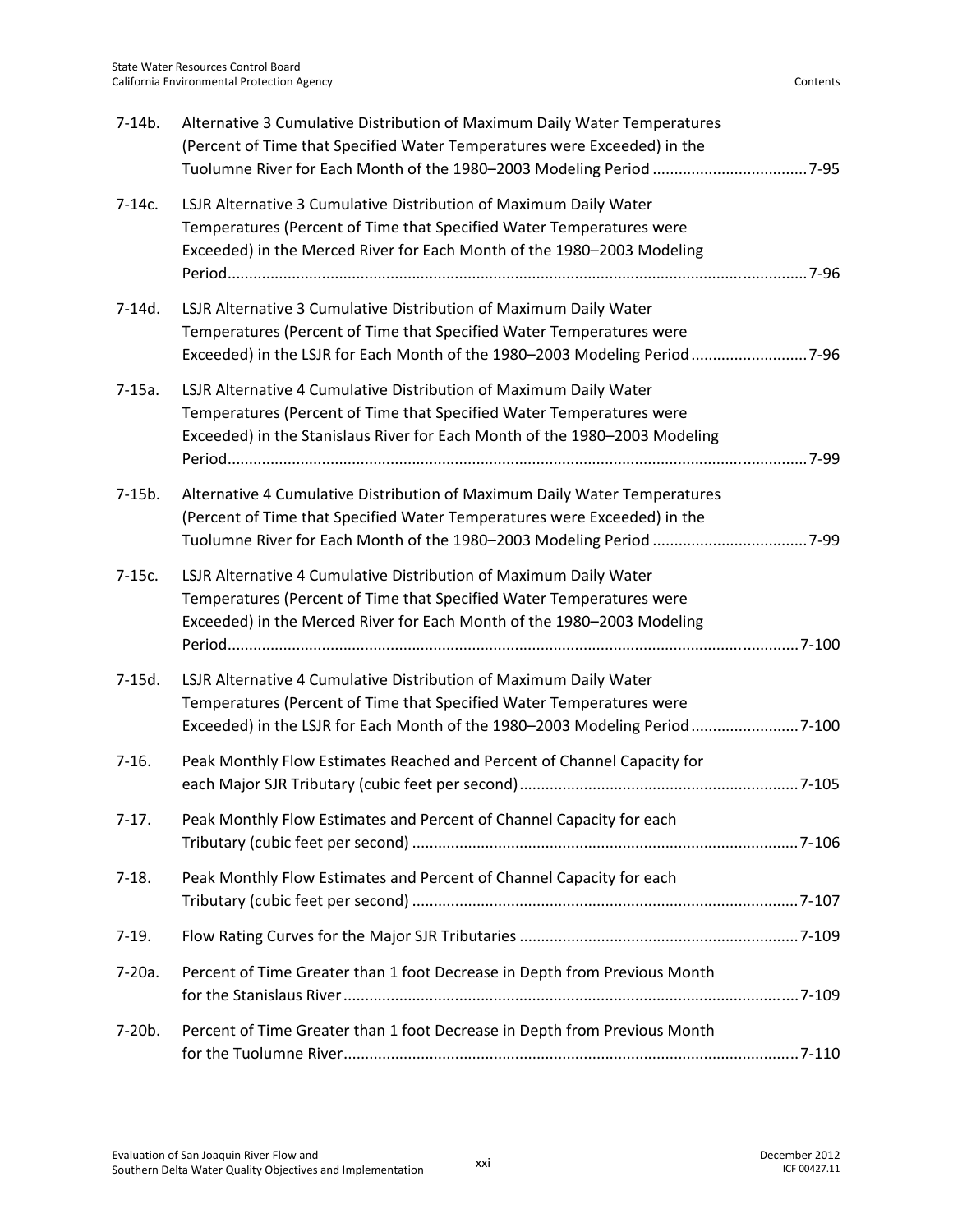| | | |
|---|---|---|
| 7-14b. | Alternative 3 Cumulative Distribution of Maximum Daily Water Temperatures (Percent of Time that Specified Water Temperatures were Exceeded) in the Tuolumne River for Each Month of the 1980–2003 Modeling Period | 7-95 |
| 7-14c. | LSJR Alternative 3 Cumulative Distribution of Maximum Daily Water Temperatures (Percent of Time that Specified Water Temperatures were Exceeded) in the Merced River for Each Month of the 1980–2003 Modeling Period | 7-96 |
| 7-14d. | LSJR Alternative 3 Cumulative Distribution of Maximum Daily Water Temperatures (Percent of Time that Specified Water Temperatures were Exceeded) in the LSJR for Each Month of the 1980–2003 Modeling Period | 7-96 |
| 7-15a. | LSJR Alternative 4 Cumulative Distribution of Maximum Daily Water Temperatures (Percent of Time that Specified Water Temperatures were Exceeded) in the Stanislaus River for Each Month of the 1980–2003 Modeling Period | 7-99 |
| 7-15b. | Alternative 4 Cumulative Distribution of Maximum Daily Water Temperatures (Percent of Time that Specified Water Temperatures were Exceeded) in the Tuolumne River for Each Month of the 1980–2003 Modeling Period | 7-99 |
| 7-15c. | LSJR Alternative 4 Cumulative Distribution of Maximum Daily Water Temperatures (Percent of Time that Specified Water Temperatures were Exceeded) in the Merced River for Each Month of the 1980–2003 Modeling Period | 7-100 |
| 7-15d. | LSJR Alternative 4 Cumulative Distribution of Maximum Daily Water Temperatures (Percent of Time that Specified Water Temperatures were Exceeded) in the LSJR for Each Month of the 1980–2003 Modeling Period | 7-100 |
| 7-16. | Peak Monthly Flow Estimates Reached and Percent of Channel Capacity for each Major SJR Tributary (cubic feet per second) | 7-105 |
| 7-17. | Peak Monthly Flow Estimates and Percent of Channel Capacity for each Tributary (cubic feet per second) | 7-106 |
| 7-18. | Peak Monthly Flow Estimates and Percent of Channel Capacity for each Tributary (cubic feet per second) | 7-107 |
| 7-19. | Flow Rating Curves for the Major SJR Tributaries | 7-109 |
| 7-20a. | Percent of Time Greater than 1 foot Decrease in Depth from Previous Month for the Stanislaus River | 7-109 |
| 7-20b. | Percent of Time Greater than 1 foot Decrease in Depth from Previous Month for the Tuolumne River | 7-110 |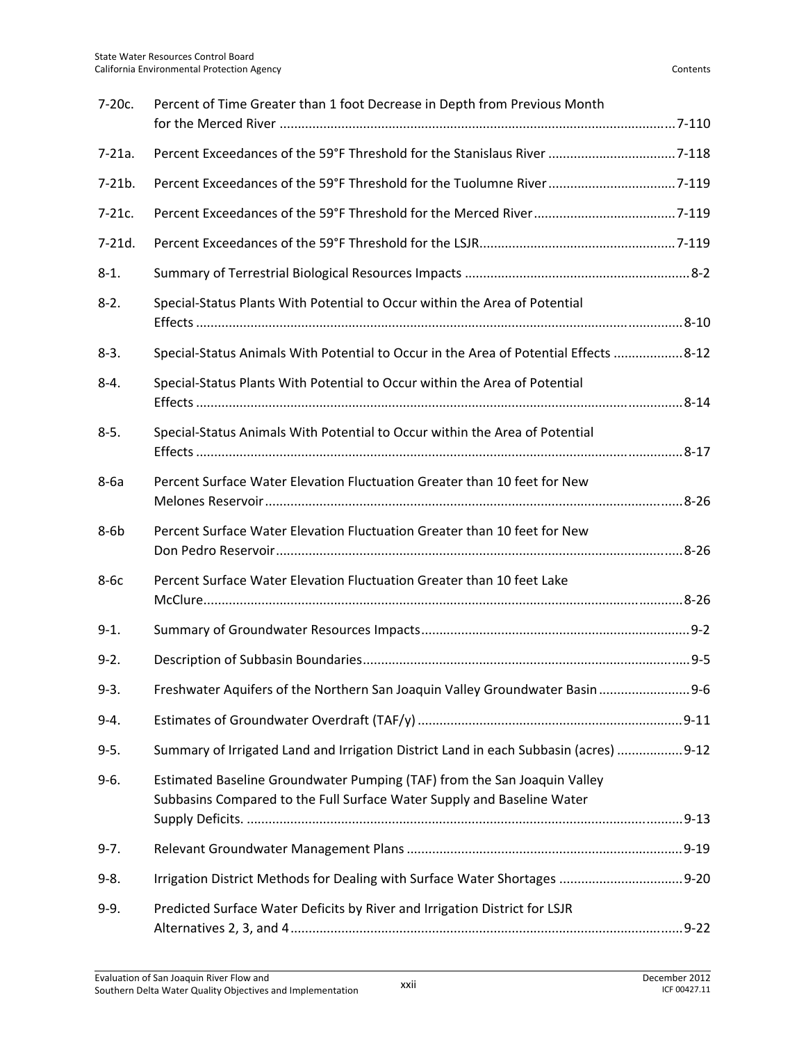| | | |
|---|---|---|
| 7-20c. | Percent of Time Greater than 1 foot Decrease in Depth from Previous Month for the Merced River | 7-110 |
| 7-21a. | Percent Exceedances of the 59°F Threshold for the Stanislaus River | 7-118 |
| 7-21b. | Percent Exceedances of the 59°F Threshold for the Tuolumne River | 7-119 |
| 7-21c. | Percent Exceedances of the 59°F Threshold for the Merced River | 7-119 |
| 7-21d. | Percent Exceedances of the 59°F Threshold for the LSJR | 7-119 |
| 8-1. | Summary of Terrestrial Biological Resources Impacts | 8-2 |
| 8-2. | Special-Status Plants With Potential to Occur within the Area of Potential Effects | 8-10 |
| 8-3. | Special-Status Animals With Potential to Occur in the Area of Potential Effects | 8-12 |
| 8-4. | Special-Status Plants With Potential to Occur within the Area of Potential Effects | 8-14 |
| 8-5. | Special-Status Animals With Potential to Occur within the Area of Potential Effects | 8-17 |
| 8-6a | Percent Surface Water Elevation Fluctuation Greater than 10 feet for New Melones Reservoir | 8-26 |
| 8-6b | Percent Surface Water Elevation Fluctuation Greater than 10 feet for New Don Pedro Reservoir | 8-26 |
| 8-6c | Percent Surface Water Elevation Fluctuation Greater than 10 feet Lake McClure | 8-26 |
| 9-1. | Summary of Groundwater Resources Impacts | 9-2 |
| 9-2. | Description of Subbasin Boundaries | 9-5 |
| 9-3. | Freshwater Aquifers of the Northern San Joaquin Valley Groundwater Basin | 9-6 |
| 9-4. | Estimates of Groundwater Overdraft (TAF/y) | 9-11 |
| 9-5. | Summary of Irrigated Land and Irrigation District Land in each Subbasin (acres) | 9-12 |
| 9-6. | Estimated Baseline Groundwater Pumping (TAF) from the San Joaquin Valley Subbasins Compared to the Full Surface Water Supply and Baseline Water Supply Deficits. | 9-13 |
| 9-7. | Relevant Groundwater Management Plans | 9-19 |
| 9-8. | Irrigation District Methods for Dealing with Surface Water Shortages | 9-20 |
| 9-9. | Predicted Surface Water Deficits by River and Irrigation District for LSJR Alternatives 2, 3, and 4 | 9-22 |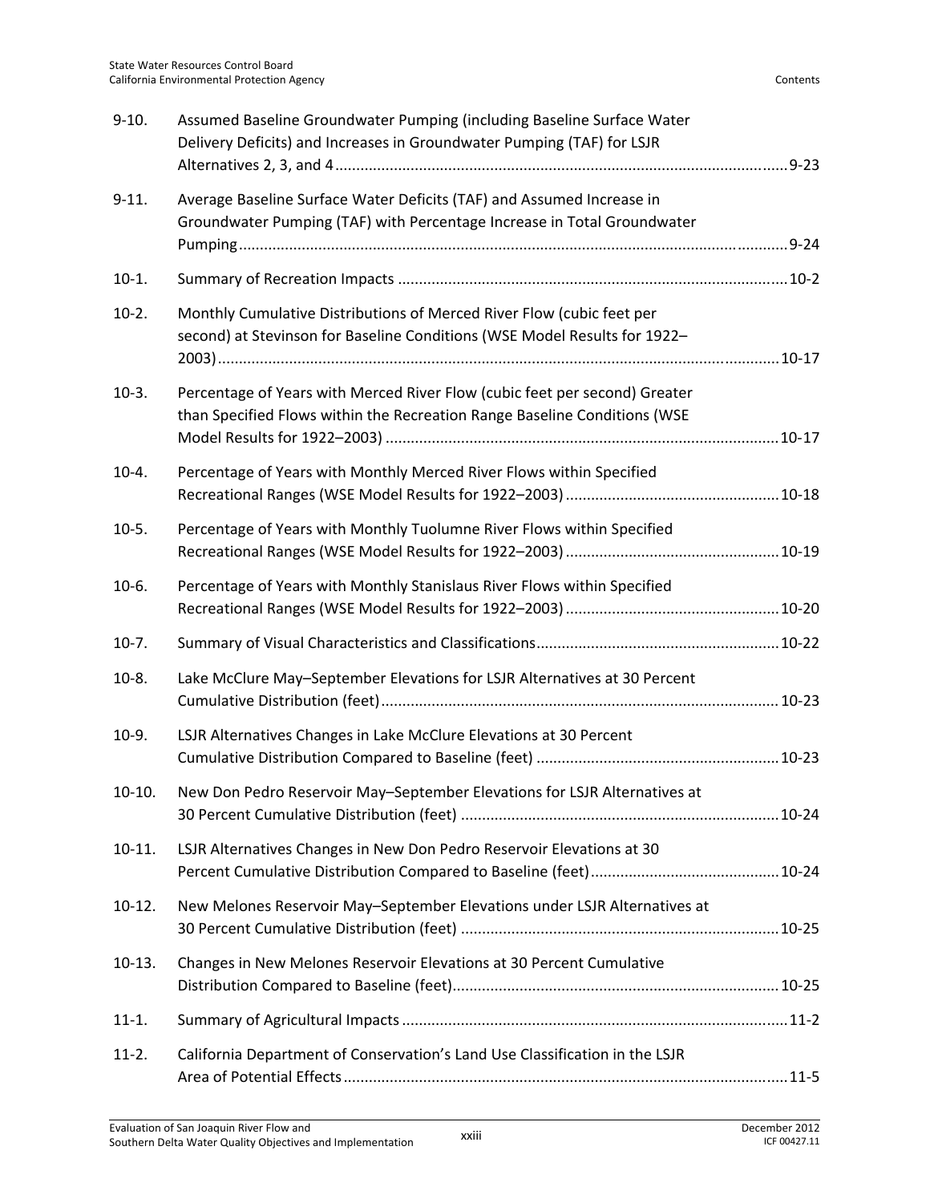| | | |
|---|---|---|
| 9-10. | Assumed Baseline Groundwater Pumping (including Baseline Surface Water Delivery Deficits) and Increases in Groundwater Pumping (TAF) for LSJR Alternatives 2, 3, and 4 | 9-23 |
| 9-11. | Average Baseline Surface Water Deficits (TAF) and Assumed Increase in Groundwater Pumping (TAF) with Percentage Increase in Total Groundwater Pumping | 9-24 |
| 10-1. | Summary of Recreation Impacts | 10-2 |
| 10-2. | Monthly Cumulative Distributions of Merced River Flow (cubic feet per second) at Stevinson for Baseline Conditions (WSE Model Results for 1922–2003) | 10-17 |
| 10-3. | Percentage of Years with Merced River Flow (cubic feet per second) Greater than Specified Flows within the Recreation Range Baseline Conditions (WSE Model Results for 1922–2003) | 10-17 |
| 10-4. | Percentage of Years with Monthly Merced River Flows within Specified Recreational Ranges (WSE Model Results for 1922–2003) | 10-18 |
| 10-5. | Percentage of Years with Monthly Tuolumne River Flows within Specified Recreational Ranges (WSE Model Results for 1922–2003) | 10-19 |
| 10-6. | Percentage of Years with Monthly Stanislaus River Flows within Specified Recreational Ranges (WSE Model Results for 1922–2003) | 10-20 |
| 10-7. | Summary of Visual Characteristics and Classifications | 10-22 |
| 10-8. | Lake McClure May–September Elevations for LSJR Alternatives at 30 Percent Cumulative Distribution (feet) | 10-23 |
| 10-9. | LSJR Alternatives Changes in Lake McClure Elevations at 30 Percent Cumulative Distribution Compared to Baseline (feet) | 10-23 |
| 10-10. | New Don Pedro Reservoir May–September Elevations for LSJR Alternatives at 30 Percent Cumulative Distribution (feet) | 10-24 |
| 10-11. | LSJR Alternatives Changes in New Don Pedro Reservoir Elevations at 30 Percent Cumulative Distribution Compared to Baseline (feet) | 10-24 |
| 10-12. | New Melones Reservoir May–September Elevations under LSJR Alternatives at 30 Percent Cumulative Distribution (feet) | 10-25 |
| 10-13. | Changes in New Melones Reservoir Elevations at 30 Percent Cumulative Distribution Compared to Baseline (feet) | 10-25 |
| 11-1. | Summary of Agricultural Impacts | 11-2 |
| 11-2. | California Department of Conservation's Land Use Classification in the LSJR Area of Potential Effects | 11-5 |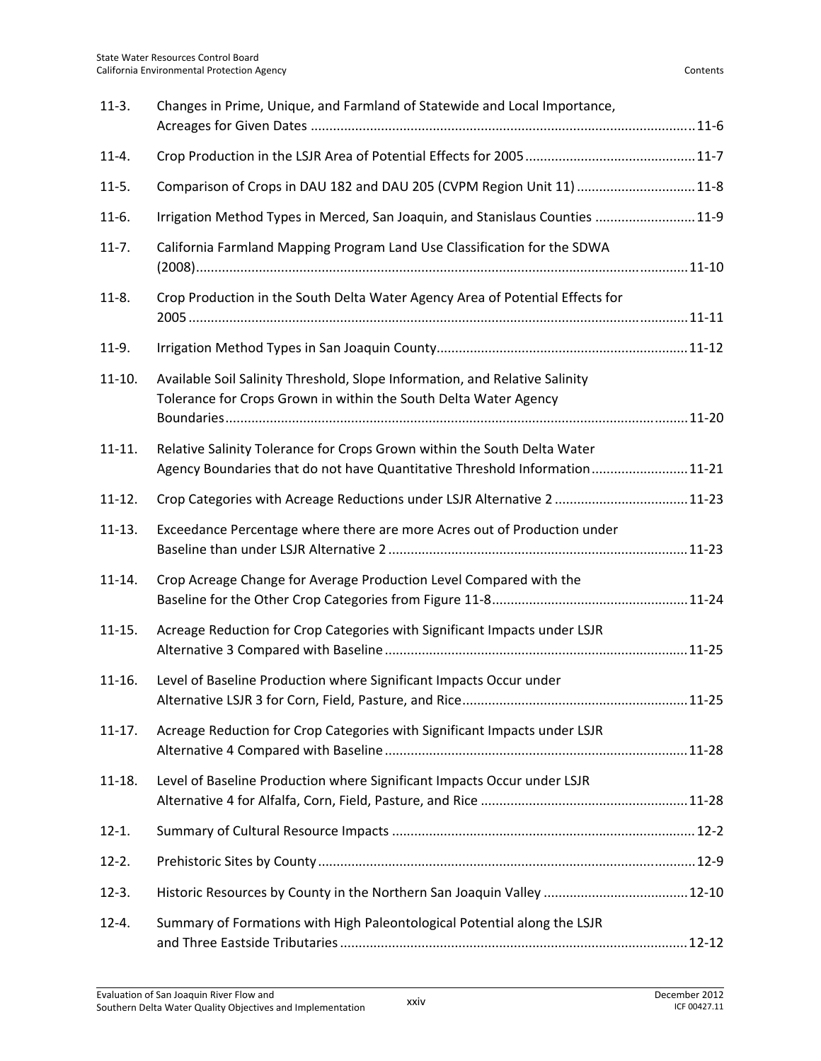| | | |
|---|---|---|
| 11-3. | Changes in Prime, Unique, and Farmland of Statewide and Local Importance, Acreages for Given Dates | 11-6 |
| 11-4. | Crop Production in the LSJR Area of Potential Effects for 2005 | 11-7 |
| 11-5. | Comparison of Crops in DAU 182 and DAU 205 (CVPM Region Unit 11) | 11-8 |
| 11-6. | Irrigation Method Types in Merced, San Joaquin, and Stanislaus Counties | 11-9 |
| 11-7. | California Farmland Mapping Program Land Use Classification for the SDWA (2008) | 11-10 |
| 11-8. | Crop Production in the South Delta Water Agency Area of Potential Effects for 2005 | 11-11 |
| 11-9. | Irrigation Method Types in San Joaquin County | 11-12 |
| 11-10. | Available Soil Salinity Threshold, Slope Information, and Relative Salinity Tolerance for Crops Grown in within the South Delta Water Agency Boundaries | 11-20 |
| 11-11. | Relative Salinity Tolerance for Crops Grown within the South Delta Water Agency Boundaries that do not have Quantitative Threshold Information | 11-21 |
| 11-12. | Crop Categories with Acreage Reductions under LSJR Alternative 2 | 11-23 |
| 11-13. | Exceedance Percentage where there are more Acres out of Production under Baseline than under LSJR Alternative 2 | 11-23 |
| 11-14. | Crop Acreage Change for Average Production Level Compared with the Baseline for the Other Crop Categories from Figure 11-8 | 11-24 |
| 11-15. | Acreage Reduction for Crop Categories with Significant Impacts under LSJR Alternative 3 Compared with Baseline | 11-25 |
| 11-16. | Level of Baseline Production where Significant Impacts Occur under Alternative LSJR 3 for Corn, Field, Pasture, and Rice | 11-25 |
| 11-17. | Acreage Reduction for Crop Categories with Significant Impacts under LSJR Alternative 4 Compared with Baseline | 11-28 |
| 11-18. | Level of Baseline Production where Significant Impacts Occur under LSJR Alternative 4 for Alfalfa, Corn, Field, Pasture, and Rice | 11-28 |
| 12-1. | Summary of Cultural Resource Impacts | 12-2 |
| 12-2. | Prehistoric Sites by County | 12-9 |
| 12-3. | Historic Resources by County in the Northern San Joaquin Valley | 12-10 |
| 12-4. | Summary of Formations with High Paleontological Potential along the LSJR and Three Eastside Tributaries | 12-12 |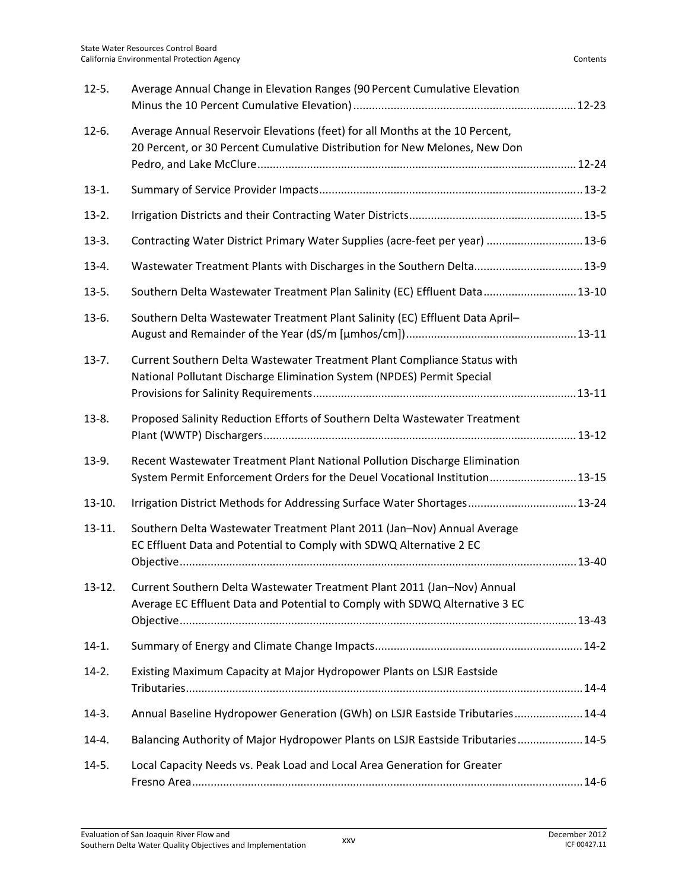| | | |
|---|---|---|
| 12-5. | Average Annual Change in Elevation Ranges (90 Percent Cumulative Elevation Minus the 10 Percent Cumulative Elevation) | 12-23 |
| 12-6. | Average Annual Reservoir Elevations (feet) for all Months at the 10 Percent, 20 Percent, or 30 Percent Cumulative Distribution for New Melones, New Don Pedro, and Lake McClure | 12-24 |
| 13-1. | Summary of Service Provider Impacts | 13-2 |
| 13-2. | Irrigation Districts and their Contracting Water Districts | 13-5 |
| 13-3. | Contracting Water District Primary Water Supplies (acre-feet per year) | 13-6 |
| 13-4. | Wastewater Treatment Plants with Discharges in the Southern Delta | 13-9 |
| 13-5. | Southern Delta Wastewater Treatment Plan Salinity (EC) Effluent Data | 13-10 |
| 13-6. | Southern Delta Wastewater Treatment Plant Salinity (EC) Effluent Data April–August and Remainder of the Year (dS/m [µmhos/cm]) | 13-11 |
| 13-7. | Current Southern Delta Wastewater Treatment Plant Compliance Status with National Pollutant Discharge Elimination System (NPDES) Permit Special Provisions for Salinity Requirements | 13-11 |
| 13-8. | Proposed Salinity Reduction Efforts of Southern Delta Wastewater Treatment Plant (WWTP) Dischargers | 13-12 |
| 13-9. | Recent Wastewater Treatment Plant National Pollution Discharge Elimination System Permit Enforcement Orders for the Deuel Vocational Institution | 13-15 |
| 13-10. | Irrigation District Methods for Addressing Surface Water Shortages | 13-24 |
| 13-11. | Southern Delta Wastewater Treatment Plant 2011 (Jan–Nov) Annual Average EC Effluent Data and Potential to Comply with SDWQ Alternative 2 EC Objective | 13-40 |
| 13-12. | Current Southern Delta Wastewater Treatment Plant 2011 (Jan–Nov) Annual Average EC Effluent Data and Potential to Comply with SDWQ Alternative 3 EC Objective | 13-43 |
| 14-1. | Summary of Energy and Climate Change Impacts | 14-2 |
| 14-2. | Existing Maximum Capacity at Major Hydropower Plants on LSJR Eastside Tributaries | 14-4 |
| 14-3. | Annual Baseline Hydropower Generation (GWh) on LSJR Eastside Tributaries | 14-4 |
| 14-4. | Balancing Authority of Major Hydropower Plants on LSJR Eastside Tributaries | 14-5 |
| 14-5. | Local Capacity Needs vs. Peak Load and Local Area Generation for Greater Fresno Area | 14-6 |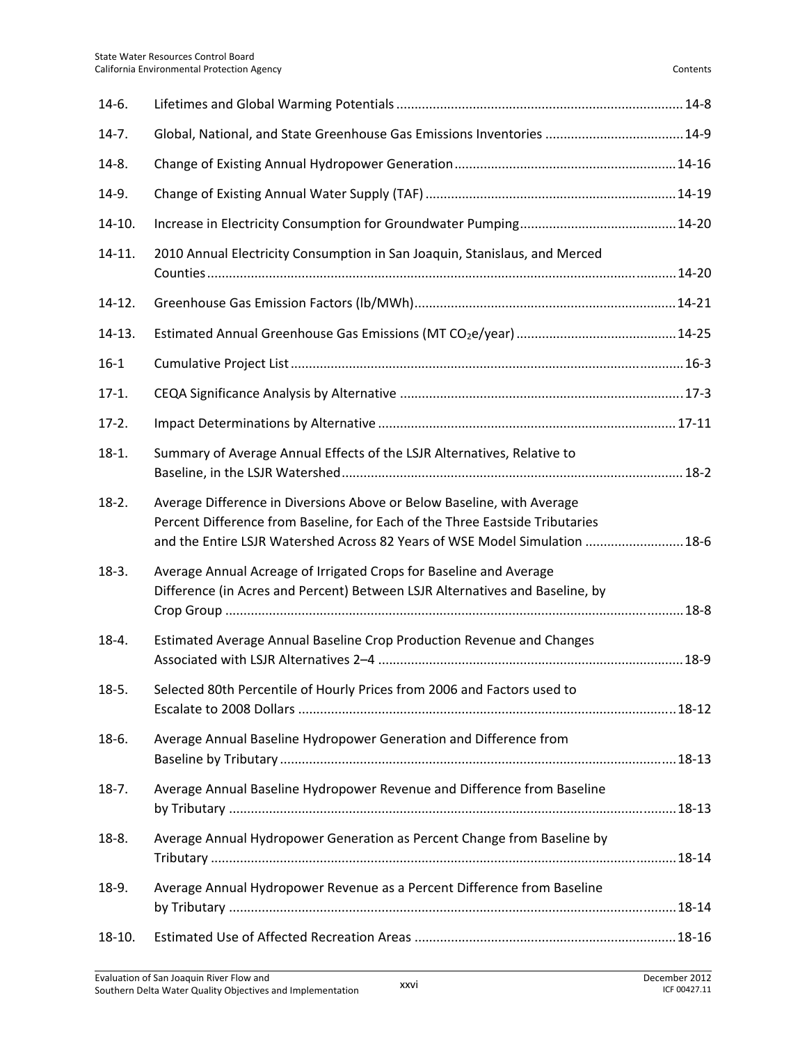| | | |
|---|---|---|
| 14-6. | Lifetimes and Global Warming Potentials | 14-8 |
| 14-7. | Global, National, and State Greenhouse Gas Emissions Inventories | 14-9 |
| 14-8. | Change of Existing Annual Hydropower Generation | 14-16 |
| 14-9. | Change of Existing Annual Water Supply (TAF) | 14-19 |
| 14-10. | Increase in Electricity Consumption for Groundwater Pumping | 14-20 |
| 14-11. | 2010 Annual Electricity Consumption in San Joaquin, Stanislaus, and Merced Counties | 14-20 |
| 14-12. | Greenhouse Gas Emission Factors (lb/MWh) | 14-21 |
| 14-13. | Estimated Annual Greenhouse Gas Emissions (MT $CO_2e$/year) | 14-25 |
| 16-1 | Cumulative Project List | 16-3 |
| 17-1. | CEQA Significance Analysis by Alternative | 17-3 |
| 17-2. | Impact Determinations by Alternative | 17-11 |
| 18-1. | Summary of Average Annual Effects of the LSJR Alternatives, Relative to Baseline, in the LSJR Watershed | 18-2 |
| 18-2. | Average Difference in Diversions Above or Below Baseline, with Average Percent Difference from Baseline, for Each of the Three Eastside Tributaries and the Entire LSJR Watershed Across 82 Years of WSE Model Simulation | 18-6 |
| 18-3. | Average Annual Acreage of Irrigated Crops for Baseline and Average Difference (in Acres and Percent) Between LSJR Alternatives and Baseline, by Crop Group | 18-8 |
| 18-4. | Estimated Average Annual Baseline Crop Production Revenue and Changes Associated with LSJR Alternatives 2–4 | 18-9 |
| 18-5. | Selected 80th Percentile of Hourly Prices from 2006 and Factors used to Escalate to 2008 Dollars | 18-12 |
| 18-6. | Average Annual Baseline Hydropower Generation and Difference from Baseline by Tributary | 18-13 |
| 18-7. | Average Annual Baseline Hydropower Revenue and Difference from Baseline by Tributary | 18-13 |
| 18-8. | Average Annual Hydropower Generation as Percent Change from Baseline by Tributary | 18-14 |
| 18-9. | Average Annual Hydropower Revenue as a Percent Difference from Baseline by Tributary | 18-14 |
| 18-10. | Estimated Use of Affected Recreation Areas | 18-16 |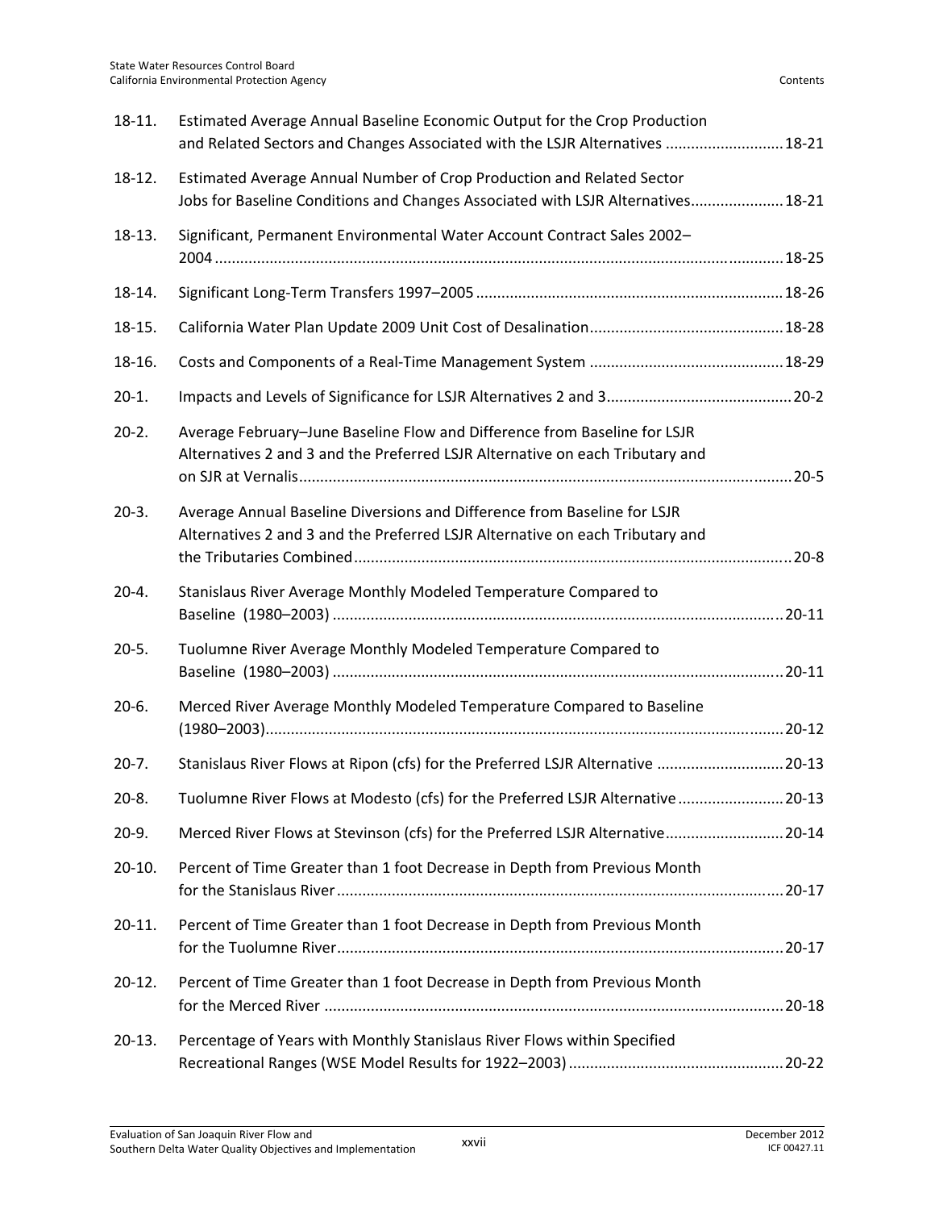| | | |
|---|---|---|
| 18-11. | Estimated Average Annual Baseline Economic Output for the Crop Production and Related Sectors and Changes Associated with the LSJR Alternatives | 18-21 |
| 18-12. | Estimated Average Annual Number of Crop Production and Related Sector Jobs for Baseline Conditions and Changes Associated with LSJR Alternatives | 18-21 |
| 18-13. | Significant, Permanent Environmental Water Account Contract Sales 2002–2004 | 18-25 |
| 18-14. | Significant Long-Term Transfers 1997–2005 | 18-26 |
| 18-15. | California Water Plan Update 2009 Unit Cost of Desalination | 18-28 |
| 18-16. | Costs and Components of a Real-Time Management System | 18-29 |
| 20-1. | Impacts and Levels of Significance for LSJR Alternatives 2 and 3 | 20-2 |
| 20-2. | Average February–June Baseline Flow and Difference from Baseline for LSJR Alternatives 2 and 3 and the Preferred LSJR Alternative on each Tributary and on SJR at Vernalis | 20-5 |
| 20-3. | Average Annual Baseline Diversions and Difference from Baseline for LSJR Alternatives 2 and 3 and the Preferred LSJR Alternative on each Tributary and the Tributaries Combined | 20-8 |
| 20-4. | Stanislaus River Average Monthly Modeled Temperature Compared to Baseline (1980–2003) | 20-11 |
| 20-5. | Tuolumne River Average Monthly Modeled Temperature Compared to Baseline (1980–2003) | 20-11 |
| 20-6. | Merced River Average Monthly Modeled Temperature Compared to Baseline (1980–2003) | 20-12 |
| 20-7. | Stanislaus River Flows at Ripon (cfs) for the Preferred LSJR Alternative | 20-13 |
| 20-8. | Tuolumne River Flows at Modesto (cfs) for the Preferred LSJR Alternative | 20-13 |
| 20-9. | Merced River Flows at Stevinson (cfs) for the Preferred LSJR Alternative | 20-14 |
| 20-10. | Percent of Time Greater than 1 foot Decrease in Depth from Previous Month for the Stanislaus River | 20-17 |
| 20-11. | Percent of Time Greater than 1 foot Decrease in Depth from Previous Month for the Tuolumne River | 20-17 |
| 20-12. | Percent of Time Greater than 1 foot Decrease in Depth from Previous Month for the Merced River | 20-18 |
| 20-13. | Percentage of Years with Monthly Stanislaus River Flows within Specified Recreational Ranges (WSE Model Results for 1922–2003) | 20-22 |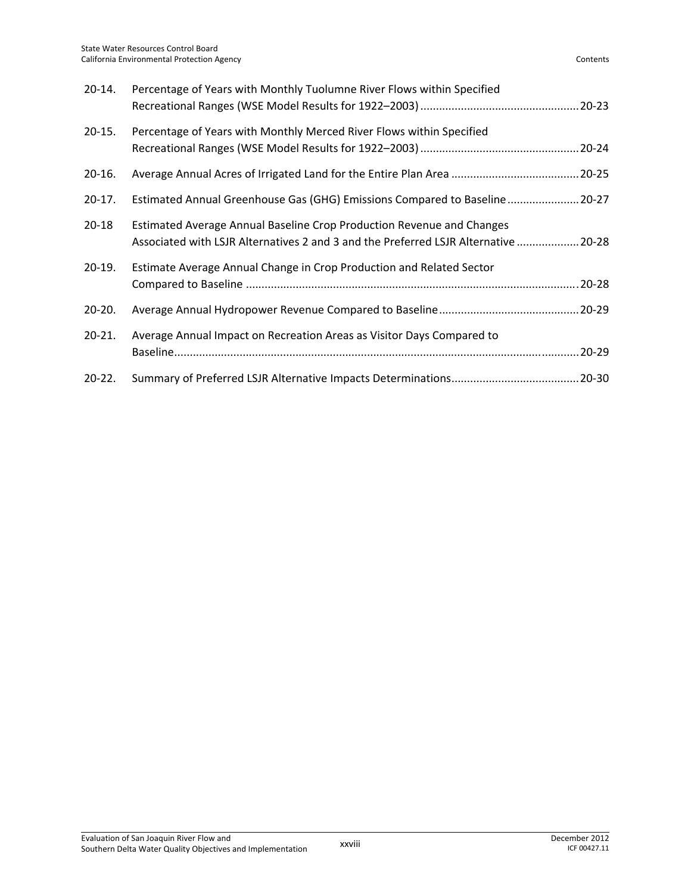| | | |
|---|---|---|
| 20-14. | Percentage of Years with Monthly Tuolumne River Flows within Specified Recreational Ranges (WSE Model Results for 1922–2003) | 20-23 |
| 20-15. | Percentage of Years with Monthly Merced River Flows within Specified Recreational Ranges (WSE Model Results for 1922–2003) | 20-24 |
| 20-16. | Average Annual Acres of Irrigated Land for the Entire Plan Area | 20-25 |
| 20-17. | Estimated Annual Greenhouse Gas (GHG) Emissions Compared to Baseline | 20-27 |
| 20-18 | Estimated Average Annual Baseline Crop Production Revenue and Changes Associated with LSJR Alternatives 2 and 3 and the Preferred LSJR Alternative | 20-28 |
| 20-19. | Estimate Average Annual Change in Crop Production and Related Sector Compared to Baseline | 20-28 |
| 20-20. | Average Annual Hydropower Revenue Compared to Baseline | 20-29 |
| 20-21. | Average Annual Impact on Recreation Areas as Visitor Days Compared to Baseline | 20-29 |
| 20-22. | Summary of Preferred LSJR Alternative Impacts Determinations | 20-30 |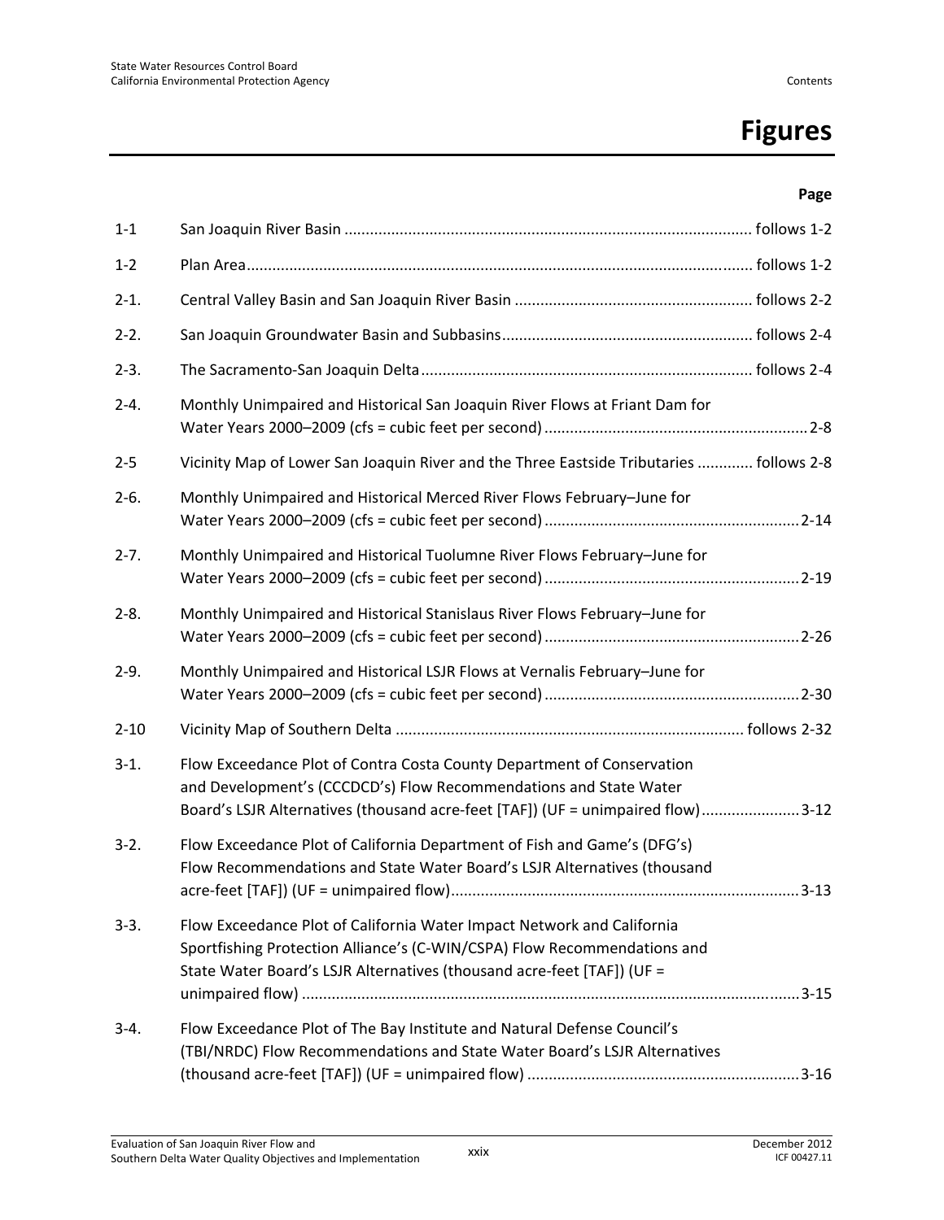# Figures

| | | Page |
|---|---|---|
| 1-1 | San Joaquin River Basin | follows 1-2 |
| 1-2 | Plan Area | follows 1-2 |
| 2-1. | Central Valley Basin and San Joaquin River Basin | follows 2-2 |
| 2-2. | San Joaquin Groundwater Basin and Subbasins | follows 2-4 |
| 2-3. | The Sacramento-San Joaquin Delta | follows 2-4 |
| 2-4. | Monthly Unimpaired and Historical San Joaquin River Flows at Friant Dam for Water Years 2000–2009 (cfs = cubic feet per second) | 2-8 |
| 2-5 | Vicinity Map of Lower San Joaquin River and the Three Eastside Tributaries | follows 2-8 |
| 2-6. | Monthly Unimpaired and Historical Merced River Flows February–June for Water Years 2000–2009 (cfs = cubic feet per second) | 2-14 |
| 2-7. | Monthly Unimpaired and Historical Tuolumne River Flows February–June for Water Years 2000–2009 (cfs = cubic feet per second) | 2-19 |
| 2-8. | Monthly Unimpaired and Historical Stanislaus River Flows February–June for Water Years 2000–2009 (cfs = cubic feet per second) | 2-26 |
| 2-9. | Monthly Unimpaired and Historical LSJR Flows at Vernalis February–June for Water Years 2000–2009 (cfs = cubic feet per second) | 2-30 |
| 2-10 | Vicinity Map of Southern Delta | follows 2-32 |
| 3-1. | Flow Exceedance Plot of Contra Costa County Department of Conservation and Development's (CCCDCD's) Flow Recommendations and State Water Board's LSJR Alternatives (thousand acre-feet [TAF]) (UF = unimpaired flow) | 3-12 |
| 3-2. | Flow Exceedance Plot of California Department of Fish and Game's (DFG's) Flow Recommendations and State Water Board's LSJR Alternatives (thousand acre-feet [TAF]) (UF = unimpaired flow) | 3-13 |
| 3-3. | Flow Exceedance Plot of California Water Impact Network and California Sportfishing Protection Alliance's (C-WIN/CSPA) Flow Recommendations and State Water Board's LSJR Alternatives (thousand acre-feet [TAF]) (UF = unimpaired flow) | 3-15 |
| 3-4. | Flow Exceedance Plot of The Bay Institute and Natural Defense Council's (TBI/NRDC) Flow Recommendations and State Water Board's LSJR Alternatives (thousand acre-feet [TAF]) (UF = unimpaired flow) | 3-16 |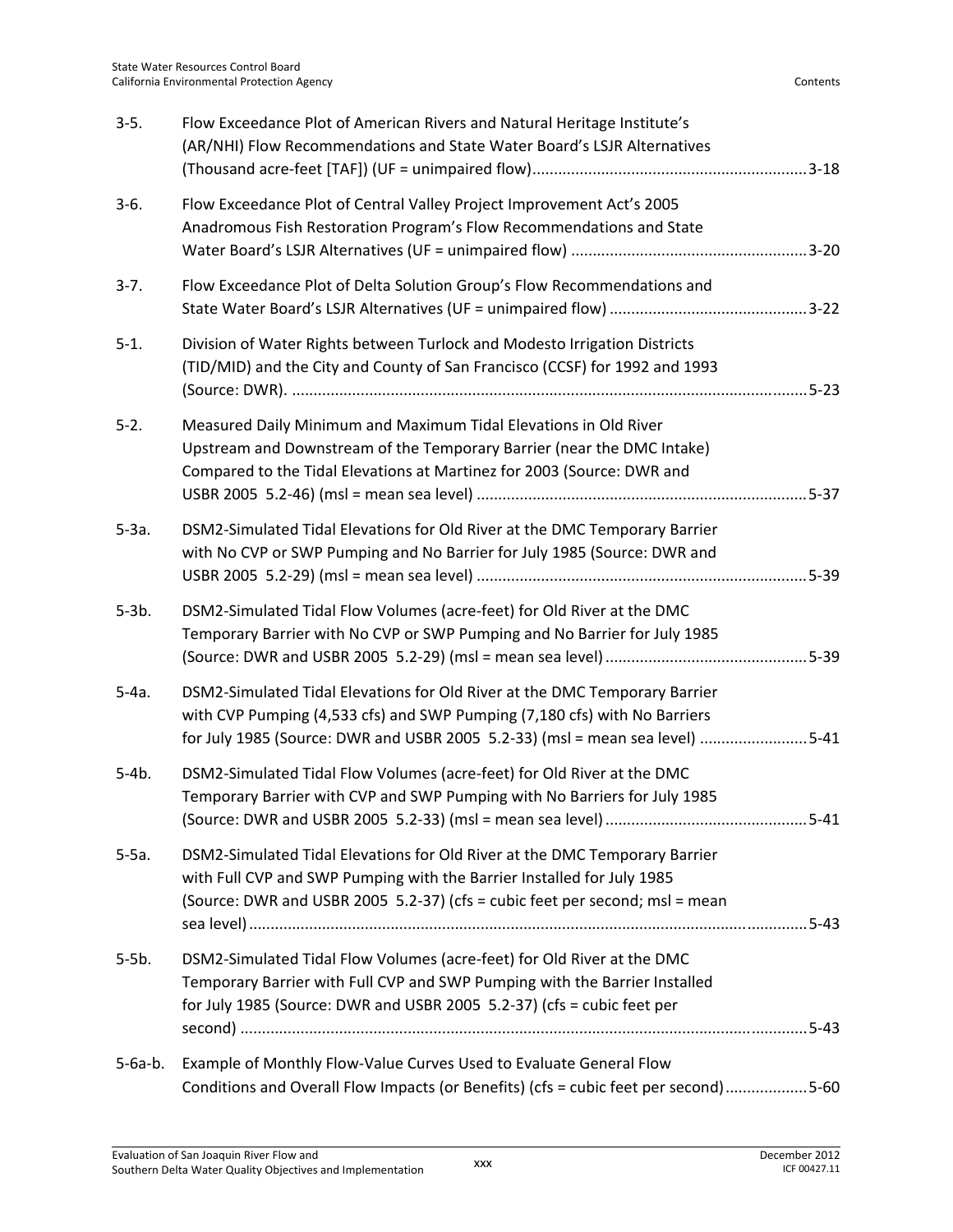| | | |
|---|---|---|
| 3-5. | Flow Exceedance Plot of American Rivers and Natural Heritage Institute's (AR/NHI) Flow Recommendations and State Water Board's LSJR Alternatives (Thousand acre-feet [TAF]) (UF = unimpaired flow) | 3-18 |
| 3-6. | Flow Exceedance Plot of Central Valley Project Improvement Act's 2005 Anadromous Fish Restoration Program's Flow Recommendations and State Water Board's LSJR Alternatives (UF = unimpaired flow) | 3-20 |
| 3-7. | Flow Exceedance Plot of Delta Solution Group's Flow Recommendations and State Water Board's LSJR Alternatives (UF = unimpaired flow) | 3-22 |
| 5-1. | Division of Water Rights between Turlock and Modesto Irrigation Districts (TID/MID) and the City and County of San Francisco (CCSF) for 1992 and 1993 (Source: DWR). | 5-23 |
| 5-2. | Measured Daily Minimum and Maximum Tidal Elevations in Old River Upstream and Downstream of the Temporary Barrier (near the DMC Intake) Compared to the Tidal Elevations at Martinez for 2003 (Source: DWR and USBR 2005 5.2-46) (msl = mean sea level) | 5-37 |
| 5-3a. | DSM2-Simulated Tidal Elevations for Old River at the DMC Temporary Barrier with No CVP or SWP Pumping and No Barrier for July 1985 (Source: DWR and USBR 2005 5.2-29) (msl = mean sea level) | 5-39 |
| 5-3b. | DSM2-Simulated Tidal Flow Volumes (acre-feet) for Old River at the DMC Temporary Barrier with No CVP or SWP Pumping and No Barrier for July 1985 (Source: DWR and USBR 2005 5.2-29) (msl = mean sea level) | 5-39 |
| 5-4a. | DSM2-Simulated Tidal Elevations for Old River at the DMC Temporary Barrier with CVP Pumping (4,533 cfs) and SWP Pumping (7,180 cfs) with No Barriers for July 1985 (Source: DWR and USBR 2005 5.2-33) (msl = mean sea level) | 5-41 |
| 5-4b. | DSM2-Simulated Tidal Flow Volumes (acre-feet) for Old River at the DMC Temporary Barrier with CVP and SWP Pumping with No Barriers for July 1985 (Source: DWR and USBR 2005 5.2-33) (msl = mean sea level) | 5-41 |
| 5-5a. | DSM2-Simulated Tidal Elevations for Old River at the DMC Temporary Barrier with Full CVP and SWP Pumping with the Barrier Installed for July 1985 (Source: DWR and USBR 2005 5.2-37) (cfs = cubic feet per second; msl = mean sea level) | 5-43 |
| 5-5b. | DSM2-Simulated Tidal Flow Volumes (acre-feet) for Old River at the DMC Temporary Barrier with Full CVP and SWP Pumping with the Barrier Installed for July 1985 (Source: DWR and USBR 2005 5.2-37) (cfs = cubic feet per second) | 5-43 |
| 5-6a-b. | Example of Monthly Flow-Value Curves Used to Evaluate General Flow Conditions and Overall Flow Impacts (or Benefits) (cfs = cubic feet per second) | 5-60 |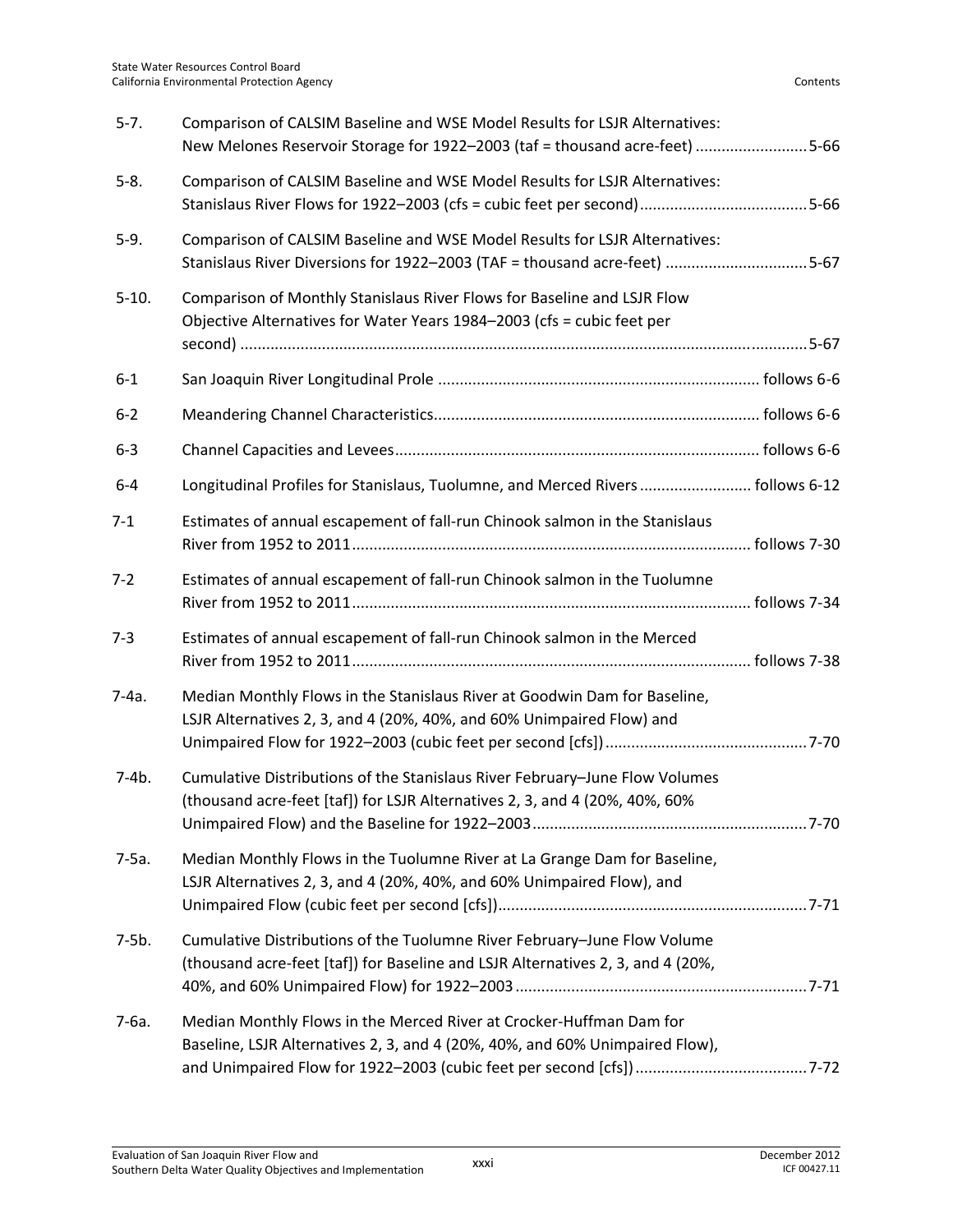| | | |
|---|---|---|
| 5-7. | Comparison of CALSIM Baseline and WSE Model Results for LSJR Alternatives: New Melones Reservoir Storage for 1922–2003 (taf = thousand acre-feet) | 5-66 |
| 5-8. | Comparison of CALSIM Baseline and WSE Model Results for LSJR Alternatives: Stanislaus River Flows for 1922–2003 (cfs = cubic feet per second) | 5-66 |
| 5-9. | Comparison of CALSIM Baseline and WSE Model Results for LSJR Alternatives: Stanislaus River Diversions for 1922–2003 (TAF = thousand acre-feet) | 5-67 |
| 5-10. | Comparison of Monthly Stanislaus River Flows for Baseline and LSJR Flow Objective Alternatives for Water Years 1984–2003 (cfs = cubic feet per second) | 5-67 |
| 6-1 | San Joaquin River Longitudinal Prole | follows 6-6 |
| 6-2 | Meandering Channel Characteristics | follows 6-6 |
| 6-3 | Channel Capacities and Levees | follows 6-6 |
| 6-4 | Longitudinal Profiles for Stanislaus, Tuolumne, and Merced Rivers | follows 6-12 |
| 7-1 | Estimates of annual escapement of fall-run Chinook salmon in the Stanislaus River from 1952 to 2011 | follows 7-30 |
| 7-2 | Estimates of annual escapement of fall-run Chinook salmon in the Tuolumne River from 1952 to 2011 | follows 7-34 |
| 7-3 | Estimates of annual escapement of fall-run Chinook salmon in the Merced River from 1952 to 2011 | follows 7-38 |
| 7-4a. | Median Monthly Flows in the Stanislaus River at Goodwin Dam for Baseline, LSJR Alternatives 2, 3, and 4 (20%, 40%, and 60% Unimpaired Flow) and Unimpaired Flow for 1922–2003 (cubic feet per second [cfs]) | 7-70 |
| 7-4b. | Cumulative Distributions of the Stanislaus River February–June Flow Volumes (thousand acre-feet [taf]) for LSJR Alternatives 2, 3, and 4 (20%, 40%, 60% Unimpaired Flow) and the Baseline for 1922–2003 | 7-70 |
| 7-5a. | Median Monthly Flows in the Tuolumne River at La Grange Dam for Baseline, LSJR Alternatives 2, 3, and 4 (20%, 40%, and 60% Unimpaired Flow), and Unimpaired Flow (cubic feet per second [cfs]) | 7-71 |
| 7-5b. | Cumulative Distributions of the Tuolumne River February–June Flow Volume (thousand acre-feet [taf]) for Baseline and LSJR Alternatives 2, 3, and 4 (20%, 40%, and 60% Unimpaired Flow) for 1922–2003 | 7-71 |
| 7-6a. | Median Monthly Flows in the Merced River at Crocker-Huffman Dam for Baseline, LSJR Alternatives 2, 3, and 4 (20%, 40%, and 60% Unimpaired Flow), and Unimpaired Flow for 1922–2003 (cubic feet per second [cfs]) | 7-72 |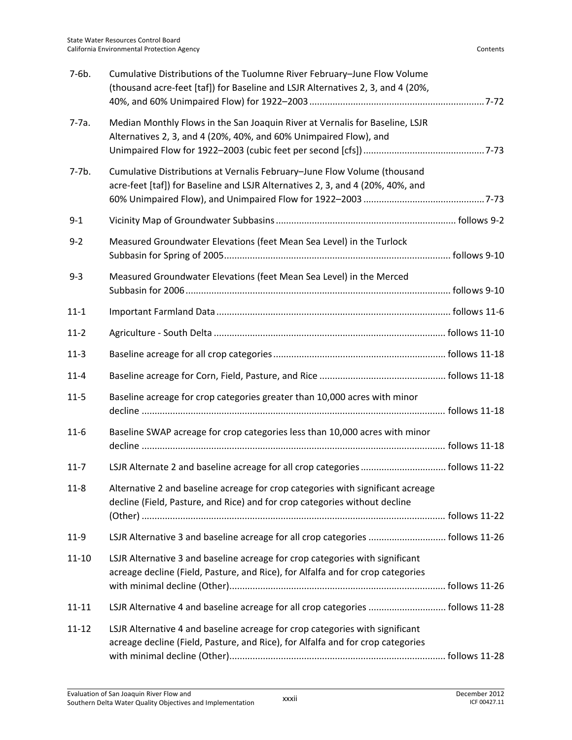| | | |
|---|---|---|
| 7-6b. | Cumulative Distributions of the Tuolumne River February–June Flow Volume (thousand acre-feet [taf]) for Baseline and LSJR Alternatives 2, 3, and 4 (20%, 40%, and 60% Unimpaired Flow) for 1922–2003 | 7-72 |
| 7-7a. | Median Monthly Flows in the San Joaquin River at Vernalis for Baseline, LSJR Alternatives 2, 3, and 4 (20%, 40%, and 60% Unimpaired Flow), and Unimpaired Flow for 1922–2003 (cubic feet per second [cfs]) | 7-73 |
| 7-7b. | Cumulative Distributions at Vernalis February–June Flow Volume (thousand acre-feet [taf]) for Baseline and LSJR Alternatives 2, 3, and 4 (20%, 40%, and 60% Unimpaired Flow), and Unimpaired Flow for 1922–2003 | 7-73 |
| 9-1 | Vicinity Map of Groundwater Subbasins | follows 9-2 |
| 9-2 | Measured Groundwater Elevations (feet Mean Sea Level) in the Turlock Subbasin for Spring of 2005 | follows 9-10 |
| 9-3 | Measured Groundwater Elevations (feet Mean Sea Level) in the Merced Subbasin for 2006 | follows 9-10 |
| 11-1 | Important Farmland Data | follows 11-6 |
| 11-2 | Agriculture - South Delta | follows 11-10 |
| 11-3 | Baseline acreage for all crop categories | follows 11-18 |
| 11-4 | Baseline acreage for Corn, Field, Pasture, and Rice | follows 11-18 |
| 11-5 | Baseline acreage for crop categories greater than 10,000 acres with minor decline | follows 11-18 |
| 11-6 | Baseline SWAP acreage for crop categories less than 10,000 acres with minor decline | follows 11-18 |
| 11-7 | LSJR Alternate 2 and baseline acreage for all crop categories | follows 11-22 |
| 11-8 | Alternative 2 and baseline acreage for crop categories with significant acreage decline (Field, Pasture, and Rice) and for crop categories without decline (Other) | follows 11-22 |
| 11-9 | LSJR Alternative 3 and baseline acreage for all crop categories | follows 11-26 |
| 11-10 | LSJR Alternative 3 and baseline acreage for crop categories with significant acreage decline (Field, Pasture, and Rice), for Alfalfa and for crop categories with minimal decline (Other) | follows 11-26 |
| 11-11 | LSJR Alternative 4 and baseline acreage for all crop categories | follows 11-28 |
| 11-12 | LSJR Alternative 4 and baseline acreage for crop categories with significant acreage decline (Field, Pasture, and Rice), for Alfalfa and for crop categories with minimal decline (Other) | follows 11-28 |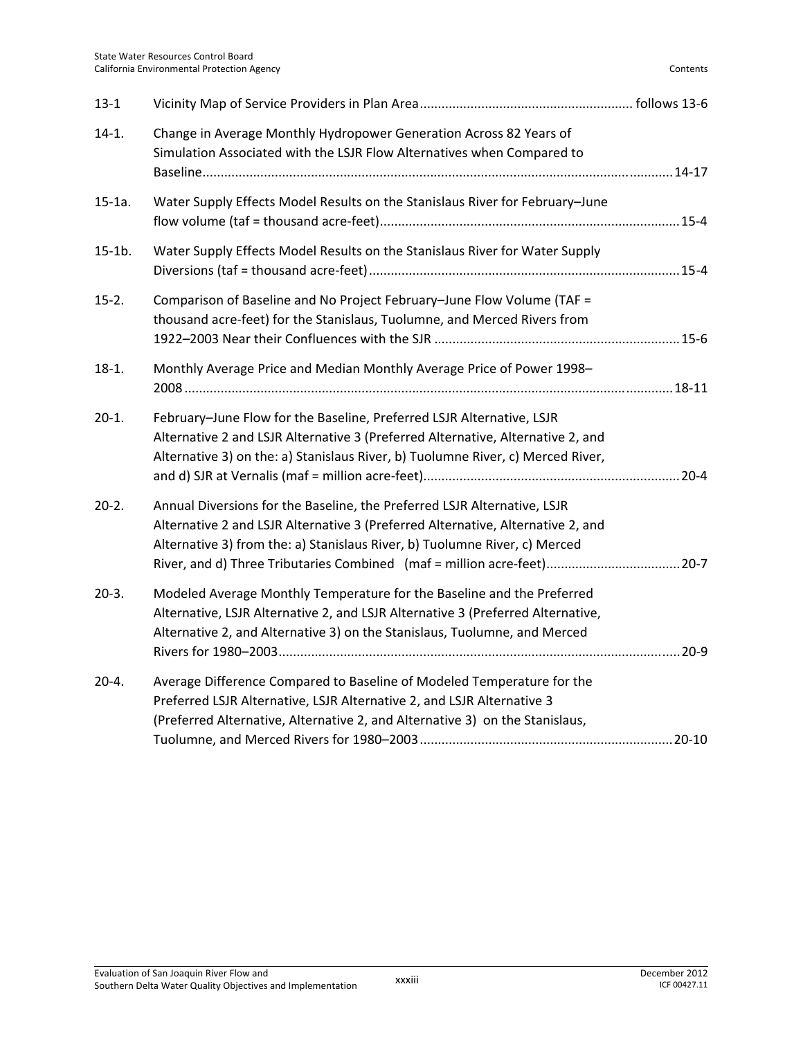| | | |
|---|---|---|
| 13-1 | Vicinity Map of Service Providers in Plan Area | follows 13-6 |
| 14-1. | Change in Average Monthly Hydropower Generation Across 82 Years of Simulation Associated with the LSJR Flow Alternatives when Compared to Baseline | 14-17 |
| 15-1a. | Water Supply Effects Model Results on the Stanislaus River for February–June flow volume (taf = thousand acre-feet) | 15-4 |
| 15-1b. | Water Supply Effects Model Results on the Stanislaus River for Water Supply Diversions (taf = thousand acre-feet) | 15-4 |
| 15-2. | Comparison of Baseline and No Project February–June Flow Volume (TAF = thousand acre-feet) for the Stanislaus, Tuolumne, and Merced Rivers from 1922–2003 Near their Confluences with the SJR | 15-6 |
| 18-1. | Monthly Average Price and Median Monthly Average Price of Power 1998–2008 | 18-11 |
| 20-1. | February–June Flow for the Baseline, Preferred LSJR Alternative, LSJR Alternative 2 and LSJR Alternative 3 (Preferred Alternative, Alternative 2, and Alternative 3) on the: a) Stanislaus River, b) Tuolumne River, c) Merced River, and d) SJR at Vernalis (maf = million acre-feet) | 20-4 |
| 20-2. | Annual Diversions for the Baseline, the Preferred LSJR Alternative, LSJR Alternative 2 and LSJR Alternative 3 (Preferred Alternative, Alternative 2, and Alternative 3) from the: a) Stanislaus River, b) Tuolumne River, c) Merced River, and d) Three Tributaries Combined (maf = million acre-feet) | 20-7 |
| 20-3. | Modeled Average Monthly Temperature for the Baseline and the Preferred Alternative, LSJR Alternative 2, and LSJR Alternative 3 (Preferred Alternative, Alternative 2, and Alternative 3) on the Stanislaus, Tuolumne, and Merced Rivers for 1980–2003 | 20-9 |
| 20-4. | Average Difference Compared to Baseline of Modeled Temperature for the Preferred LSJR Alternative, LSJR Alternative 2, and LSJR Alternative 3 (Preferred Alternative, Alternative 2, and Alternative 3) on the Stanislaus, Tuolumne, and Merced Rivers for 1980–2003 | 20-10 |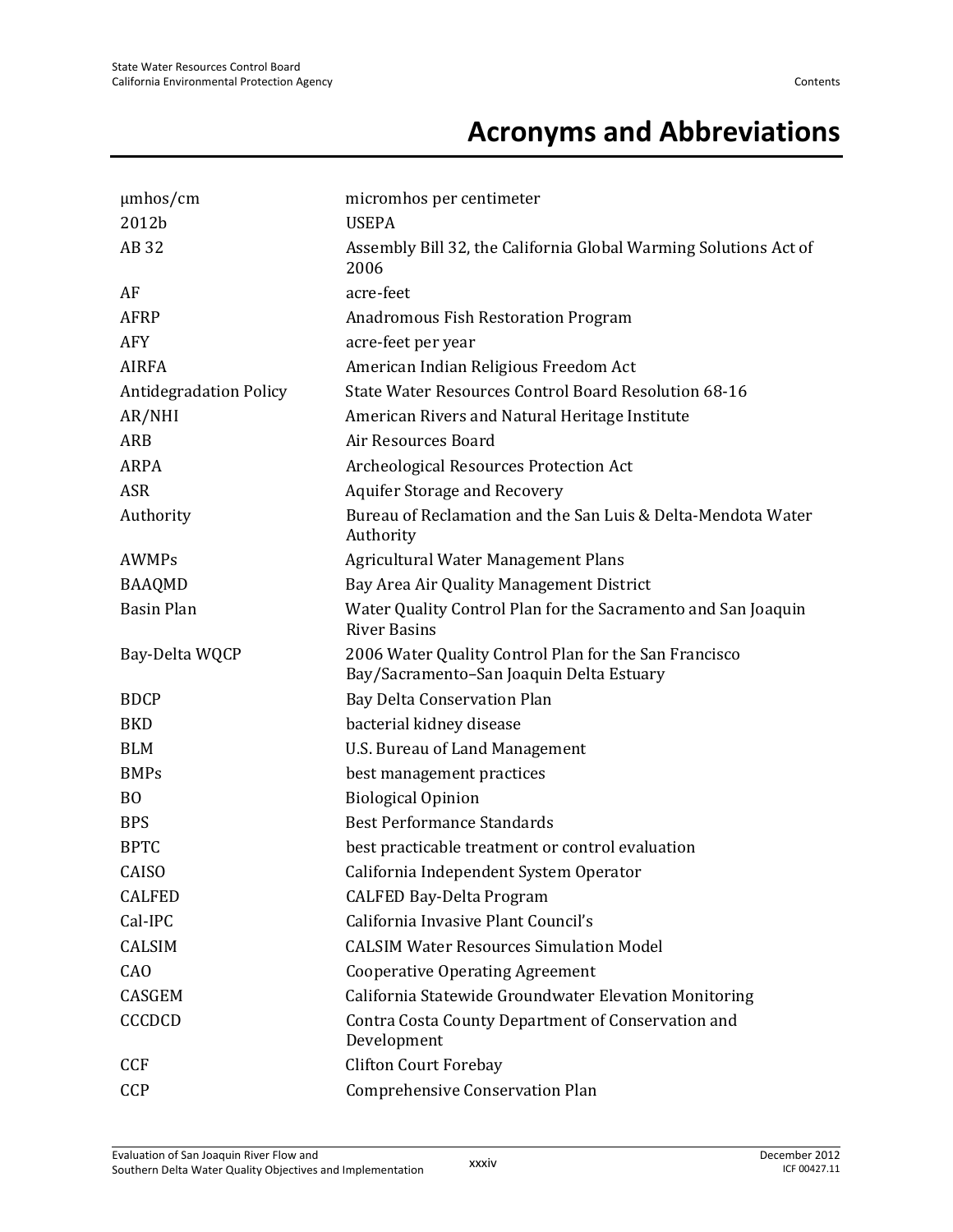# Acronyms and Abbreviations

| | |
|---|---|
| µmhos/cm | micromhos per centimeter |
| 2012b | USEPA |
| AB 32 | Assembly Bill 32, the California Global Warming Solutions Act of 2006 |
| AF | acre-feet |
| AFRP | Anadromous Fish Restoration Program |
| AFY | acre-feet per year |
| AIRFA | American Indian Religious Freedom Act |
| Antidegradation Policy | State Water Resources Control Board Resolution 68-16 |
| AR/NHI | American Rivers and Natural Heritage Institute |
| ARB | Air Resources Board |
| ARPA | Archeological Resources Protection Act |
| ASR | Aquifer Storage and Recovery |
| Authority | Bureau of Reclamation and the San Luis & Delta-Mendota Water Authority |
| AWMPs | Agricultural Water Management Plans |
| BAAQMD | Bay Area Air Quality Management District |
| Basin Plan | Water Quality Control Plan for the Sacramento and San Joaquin River Basins |
| Bay-Delta WQCP | 2006 Water Quality Control Plan for the San Francisco Bay/Sacramento–San Joaquin Delta Estuary |
| BDCP | Bay Delta Conservation Plan |
| BKD | bacterial kidney disease |
| BLM | U.S. Bureau of Land Management |
| BMPs | best management practices |
| BO | Biological Opinion |
| BPS | Best Performance Standards |
| BPTC | best practicable treatment or control evaluation |
| CAISO | California Independent System Operator |
| CALFED | CALFED Bay-Delta Program |
| Cal-IPC | California Invasive Plant Council's |
| CALSIM | CALSIM Water Resources Simulation Model |
| CAO | Cooperative Operating Agreement |
| CASGEM | California Statewide Groundwater Elevation Monitoring |
| CCCDCD | Contra Costa County Department of Conservation and Development |
| CCF | Clifton Court Forebay |
| CCP | Comprehensive Conservation Plan |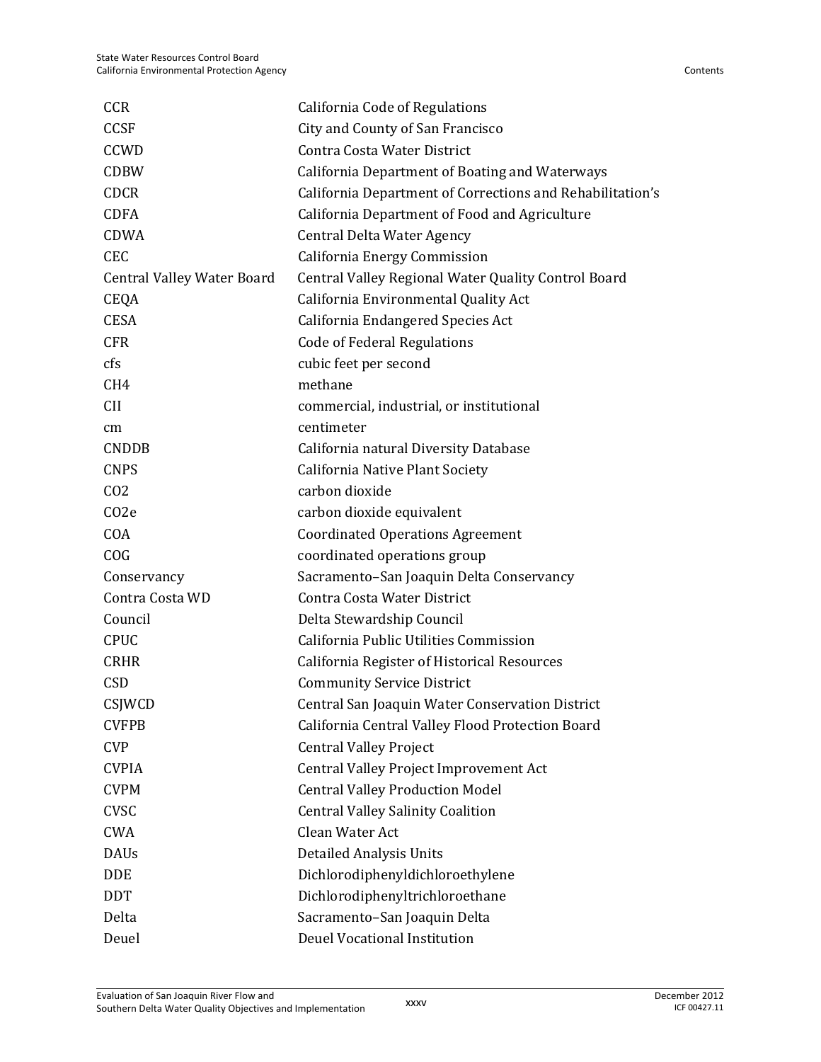| | |
|---|---|
| CCR | California Code of Regulations |
| CCSF | City and County of San Francisco |
| CCWD | Contra Costa Water District |
| CDBW | California Department of Boating and Waterways |
| CDCR | California Department of Corrections and Rehabilitation's |
| CDFA | California Department of Food and Agriculture |
| CDWA | Central Delta Water Agency |
| CEC | California Energy Commission |
| Central Valley Water Board | Central Valley Regional Water Quality Control Board |
| CEQA | California Environmental Quality Act |
| CESA | California Endangered Species Act |
| CFR | Code of Federal Regulations |
| cfs | cubic feet per second |
| CH4 | methane |
| CII | commercial, industrial, or institutional |
| cm | centimeter |
| CNDDB | California natural Diversity Database |
| CNPS | California Native Plant Society |
| CO2 | carbon dioxide |
| CO2e | carbon dioxide equivalent |
| COA | Coordinated Operations Agreement |
| COG | coordinated operations group |
| Conservancy | Sacramento–San Joaquin Delta Conservancy |
| Contra Costa WD | Contra Costa Water District |
| Council | Delta Stewardship Council |
| CPUC | California Public Utilities Commission |
| CRHR | California Register of Historical Resources |
| CSD | Community Service District |
| CSJWCD | Central San Joaquin Water Conservation District |
| CVFPB | California Central Valley Flood Protection Board |
| CVP | Central Valley Project |
| CVPIA | Central Valley Project Improvement Act |
| CVPM | Central Valley Production Model |
| CVSC | Central Valley Salinity Coalition |
| CWA | Clean Water Act |
| DAUs | Detailed Analysis Units |
| DDE | Dichlorodiphenyldichloroethylene |
| DDT | Dichlorodiphenyltrichloroethane |
| Delta | Sacramento–San Joaquin Delta |
| Deuel | Deuel Vocational Institution |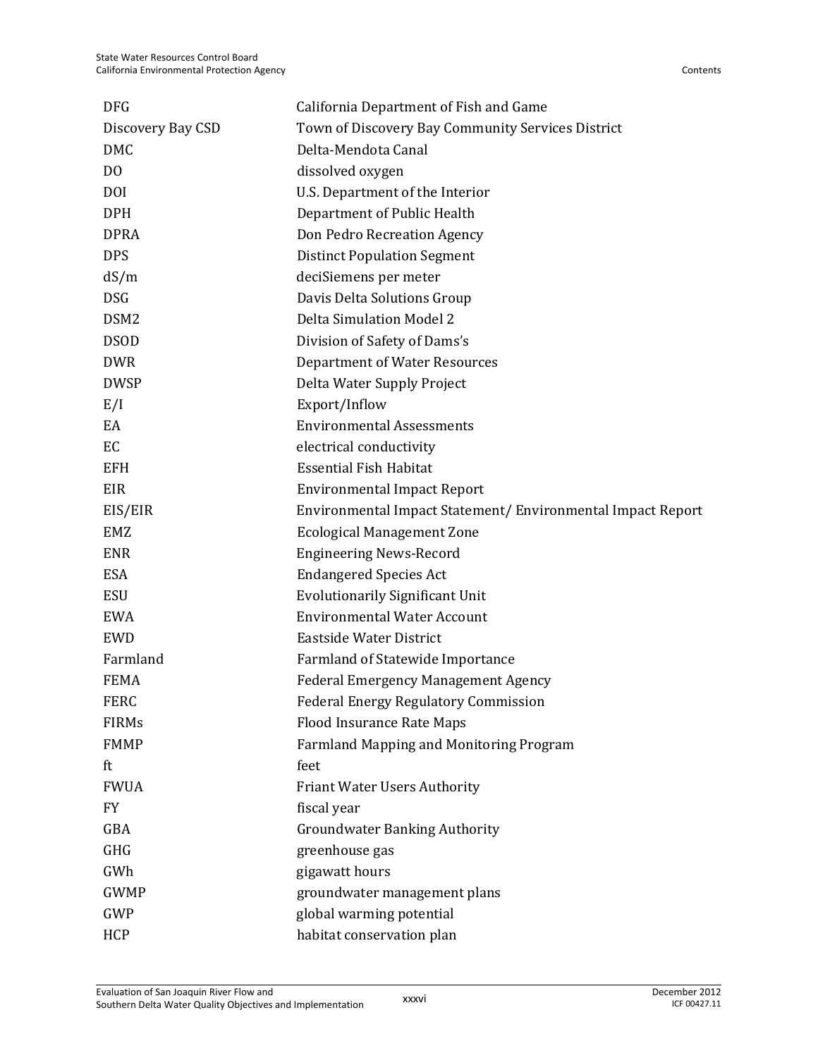| | |
|---|---|
| DFG | California Department of Fish and Game |
| Discovery Bay CSD | Town of Discovery Bay Community Services District |
| DMC | Delta-Mendota Canal |
| DO | dissolved oxygen |
| DOI | U.S. Department of the Interior |
| DPH | Department of Public Health |
| DPRA | Don Pedro Recreation Agency |
| DPS | Distinct Population Segment |
| dS/m | deciSiemens per meter |
| DSG | Davis Delta Solutions Group |
| DSM2 | Delta Simulation Model 2 |
| DSOD | Division of Safety of Dams's |
| DWR | Department of Water Resources |
| DWSP | Delta Water Supply Project |
| E/I | Export/Inflow |
| EA | Environmental Assessments |
| EC | electrical conductivity |
| EFH | Essential Fish Habitat |
| EIR | Environmental Impact Report |
| EIS/EIR | Environmental Impact Statement/ Environmental Impact Report |
| EMZ | Ecological Management Zone |
| ENR | Engineering News-Record |
| ESA | Endangered Species Act |
| ESU | Evolutionarily Significant Unit |
| EWA | Environmental Water Account |
| EWD | Eastside Water District |
| Farmland | Farmland of Statewide Importance |
| FEMA | Federal Emergency Management Agency |
| FERC | Federal Energy Regulatory Commission |
| FIRMs | Flood Insurance Rate Maps |
| FMMP | Farmland Mapping and Monitoring Program |
| ft | feet |
| FWUA | Friant Water Users Authority |
| FY | fiscal year |
| GBA | Groundwater Banking Authority |
| GHG | greenhouse gas |
| GWh | gigawatt hours |
| GWMP | groundwater management plans |
| GWP | global warming potential |
| HCP | habitat conservation plan |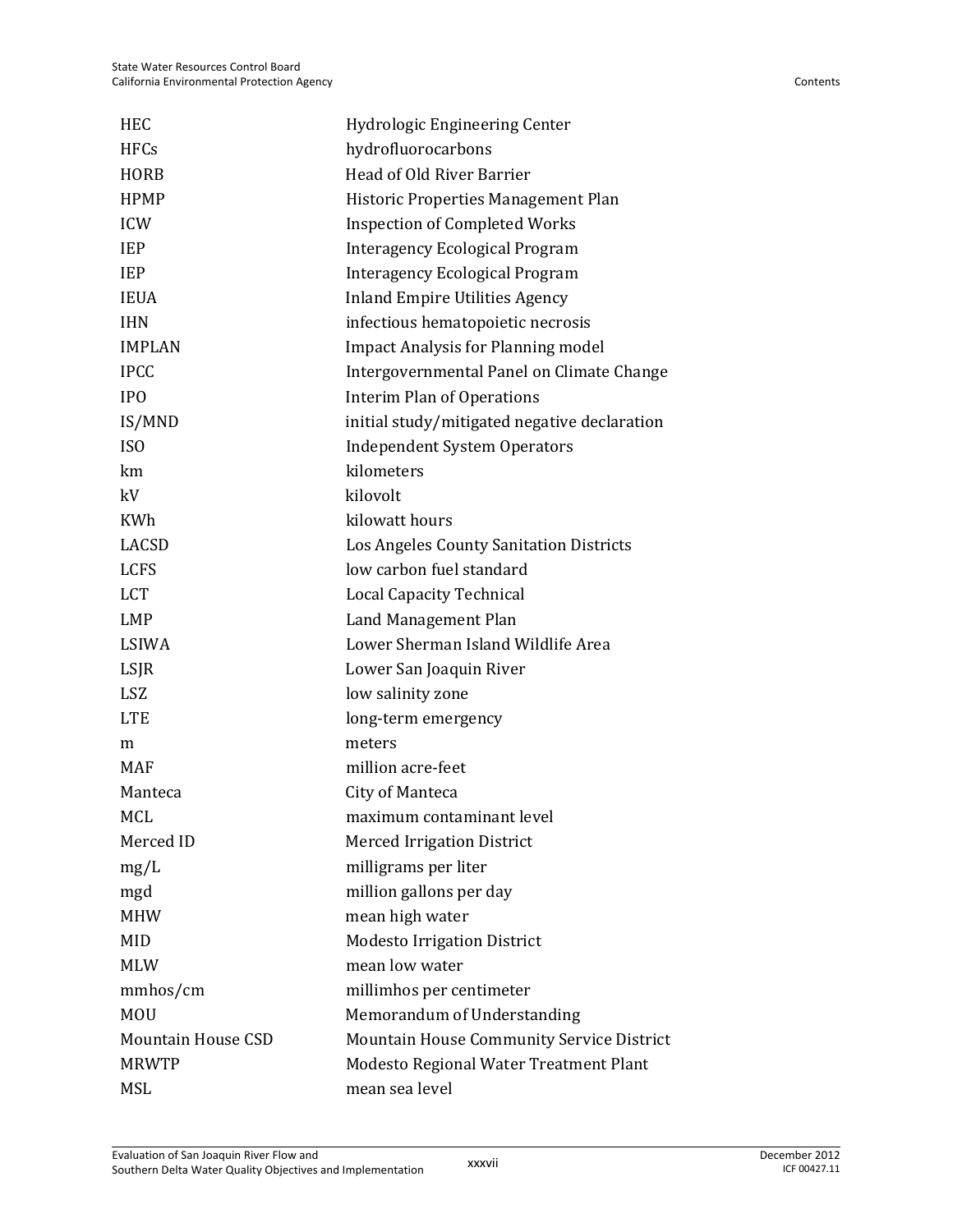| | |
|---|---|
| HEC | Hydrologic Engineering Center |
| HFCs | hydrofluorocarbons |
| HORB | Head of Old River Barrier |
| HPMP | Historic Properties Management Plan |
| ICW | Inspection of Completed Works |
| IEP | Interagency Ecological Program |
| IEP | Interagency Ecological Program |
| IEUA | Inland Empire Utilities Agency |
| IHN | infectious hematopoietic necrosis |
| IMPLAN | Impact Analysis for Planning model |
| IPCC | Intergovernmental Panel on Climate Change |
| IPO | Interim Plan of Operations |
| IS/MND | initial study/mitigated negative declaration |
| ISO | Independent System Operators |
| km | kilometers |
| kV | kilovolt |
| KWh | kilowatt hours |
| LACSD | Los Angeles County Sanitation Districts |
| LCFS | low carbon fuel standard |
| LCT | Local Capacity Technical |
| LMP | Land Management Plan |
| LSIWA | Lower Sherman Island Wildlife Area |
| LSJR | Lower San Joaquin River |
| LSZ | low salinity zone |
| LTE | long-term emergency |
| m | meters |
| MAF | million acre-feet |
| Manteca | City of Manteca |
| MCL | maximum contaminant level |
| Merced ID | Merced Irrigation District |
| mg/L | milligrams per liter |
| mgd | million gallons per day |
| MHW | mean high water |
| MID | Modesto Irrigation District |
| MLW | mean low water |
| mmhos/cm | millimhos per centimeter |
| MOU | Memorandum of Understanding |
| Mountain House CSD | Mountain House Community Service District |
| MRWTP | Modesto Regional Water Treatment Plant |
| MSL | mean sea level |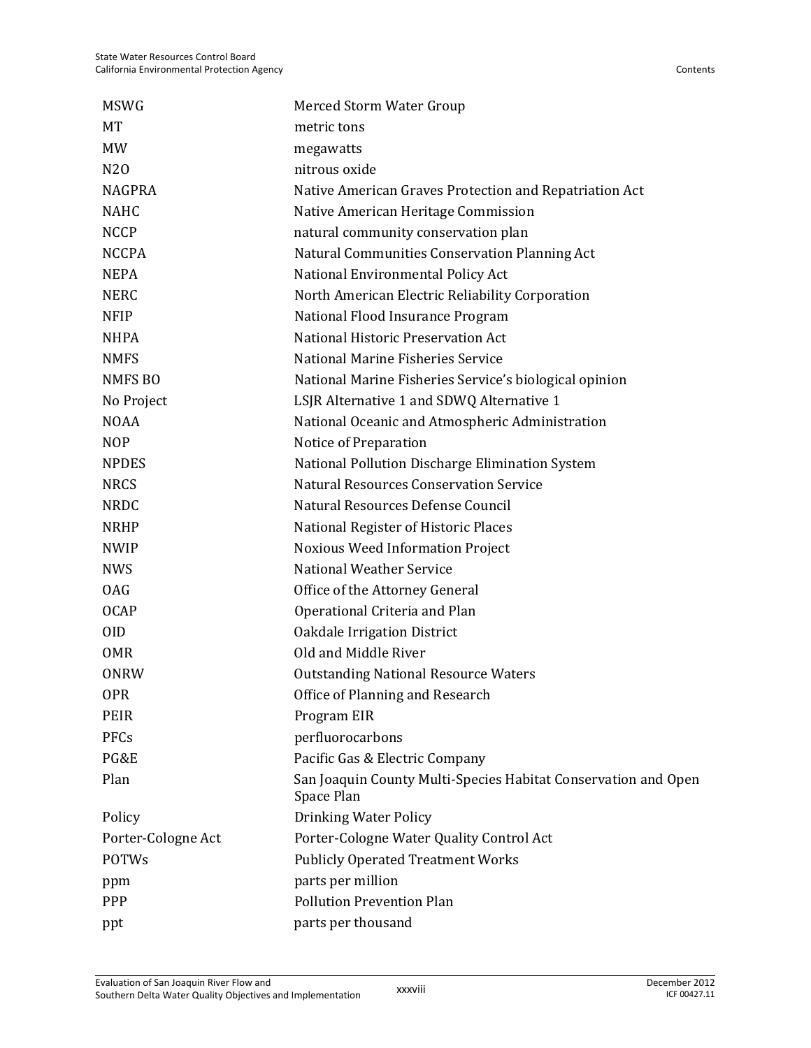| | |
|---|---|
| MSWG | Merced Storm Water Group |
| MT | metric tons |
| MW | megawatts |
| N2O | nitrous oxide |
| NAGPRA | Native American Graves Protection and Repatriation Act |
| NAHC | Native American Heritage Commission |
| NCCP | natural community conservation plan |
| NCCPA | Natural Communities Conservation Planning Act |
| NEPA | National Environmental Policy Act |
| NERC | North American Electric Reliability Corporation |
| NFIP | National Flood Insurance Program |
| NHPA | National Historic Preservation Act |
| NMFS | National Marine Fisheries Service |
| NMFS BO | National Marine Fisheries Service's biological opinion |
| No Project | LSJR Alternative 1 and SDWQ Alternative 1 |
| NOAA | National Oceanic and Atmospheric Administration |
| NOP | Notice of Preparation |
| NPDES | National Pollution Discharge Elimination System |
| NRCS | Natural Resources Conservation Service |
| NRDC | Natural Resources Defense Council |
| NRHP | National Register of Historic Places |
| NWIP | Noxious Weed Information Project |
| NWS | National Weather Service |
| OAG | Office of the Attorney General |
| OCAP | Operational Criteria and Plan |
| OID | Oakdale Irrigation District |
| OMR | Old and Middle River |
| ONRW | Outstanding National Resource Waters |
| OPR | Office of Planning and Research |
| PEIR | Program EIR |
| PFCs | perfluorocarbons |
| PG&E | Pacific Gas & Electric Company |
| Plan | San Joaquin County Multi-Species Habitat Conservation and Open Space Plan |
| Policy | Drinking Water Policy |
| Porter-Cologne Act | Porter-Cologne Water Quality Control Act |
| POTWs | Publicly Operated Treatment Works |
| ppm | parts per million |
| PPP | Pollution Prevention Plan |
| ppt | parts per thousand |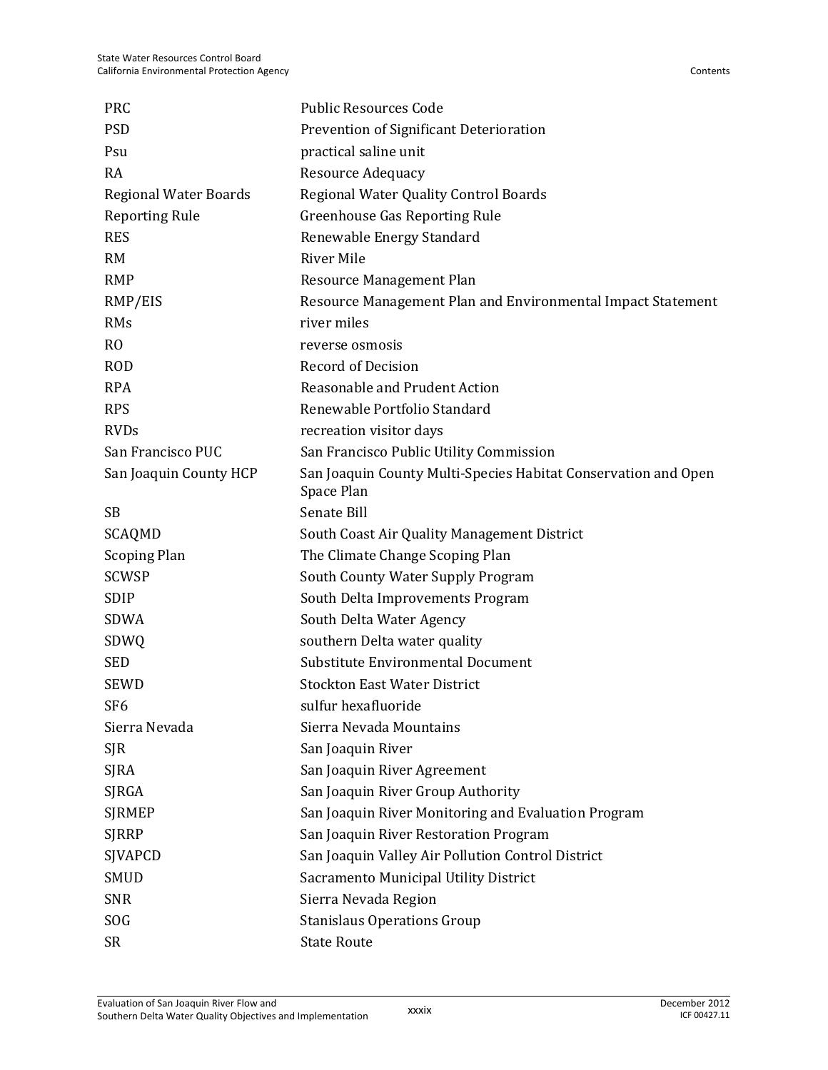| | |
|---|---|
| PRC | Public Resources Code |
| PSD | Prevention of Significant Deterioration |
| Psu | practical saline unit |
| RA | Resource Adequacy |
| Regional Water Boards | Regional Water Quality Control Boards |
| Reporting Rule | Greenhouse Gas Reporting Rule |
| RES | Renewable Energy Standard |
| RM | River Mile |
| RMP | Resource Management Plan |
| RMP/EIS | Resource Management Plan and Environmental Impact Statement |
| RMs | river miles |
| RO | reverse osmosis |
| ROD | Record of Decision |
| RPA | Reasonable and Prudent Action |
| RPS | Renewable Portfolio Standard |
| RVDs | recreation visitor days |
| San Francisco PUC | San Francisco Public Utility Commission |
| San Joaquin County HCP | San Joaquin County Multi-Species Habitat Conservation and Open Space Plan |
| SB | Senate Bill |
| SCAQMD | South Coast Air Quality Management District |
| Scoping Plan | The Climate Change Scoping Plan |
| SCWSP | South County Water Supply Program |
| SDIP | South Delta Improvements Program |
| SDWA | South Delta Water Agency |
| SDWQ | southern Delta water quality |
| SED | Substitute Environmental Document |
| SEWD | Stockton East Water District |
| SF6 | sulfur hexafluoride |
| Sierra Nevada | Sierra Nevada Mountains |
| SJR | San Joaquin River |
| SJRA | San Joaquin River Agreement |
| SJRGA | San Joaquin River Group Authority |
| SJRMEP | San Joaquin River Monitoring and Evaluation Program |
| SJRRP | San Joaquin River Restoration Program |
| SJVAPCD | San Joaquin Valley Air Pollution Control District |
| SMUD | Sacramento Municipal Utility District |
| SNR | Sierra Nevada Region |
| SOG | Stanislaus Operations Group |
| SR | State Route |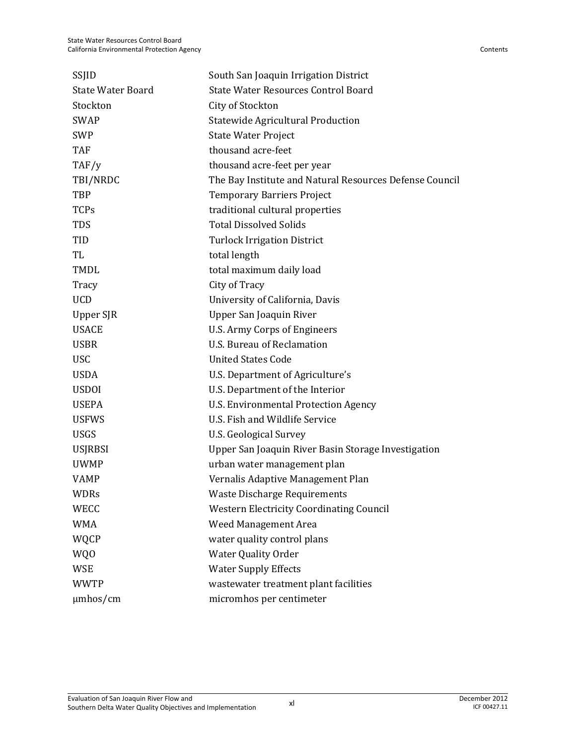| | |
|---|---|
| SSJID | South San Joaquin Irrigation District |
| State Water Board | State Water Resources Control Board |
| Stockton | City of Stockton |
| SWAP | Statewide Agricultural Production |
| SWP | State Water Project |
| TAF | thousand acre-feet |
| TAF/y | thousand acre-feet per year |
| TBI/NRDC | The Bay Institute and Natural Resources Defense Council |
| TBP | Temporary Barriers Project |
| TCPs | traditional cultural properties |
| TDS | Total Dissolved Solids |
| TID | Turlock Irrigation District |
| TL | total length |
| TMDL | total maximum daily load |
| Tracy | City of Tracy |
| UCD | University of California, Davis |
| Upper SJR | Upper San Joaquin River |
| USACE | U.S. Army Corps of Engineers |
| USBR | U.S. Bureau of Reclamation |
| USC | United States Code |
| USDA | U.S. Department of Agriculture's |
| USDOI | U.S. Department of the Interior |
| USEPA | U.S. Environmental Protection Agency |
| USFWS | U.S. Fish and Wildlife Service |
| USGS | U.S. Geological Survey |
| USJRBSI | Upper San Joaquin River Basin Storage Investigation |
| UWMP | urban water management plan |
| VAMP | Vernalis Adaptive Management Plan |
| WDRs | Waste Discharge Requirements |
| WECC | Western Electricity Coordinating Council |
| WMA | Weed Management Area |
| WQCP | water quality control plans |
| WQO | Water Quality Order |
| WSE | Water Supply Effects |
| WWTP | wastewater treatment plant facilities |
| μmhos/cm | micromhos per centimeter |